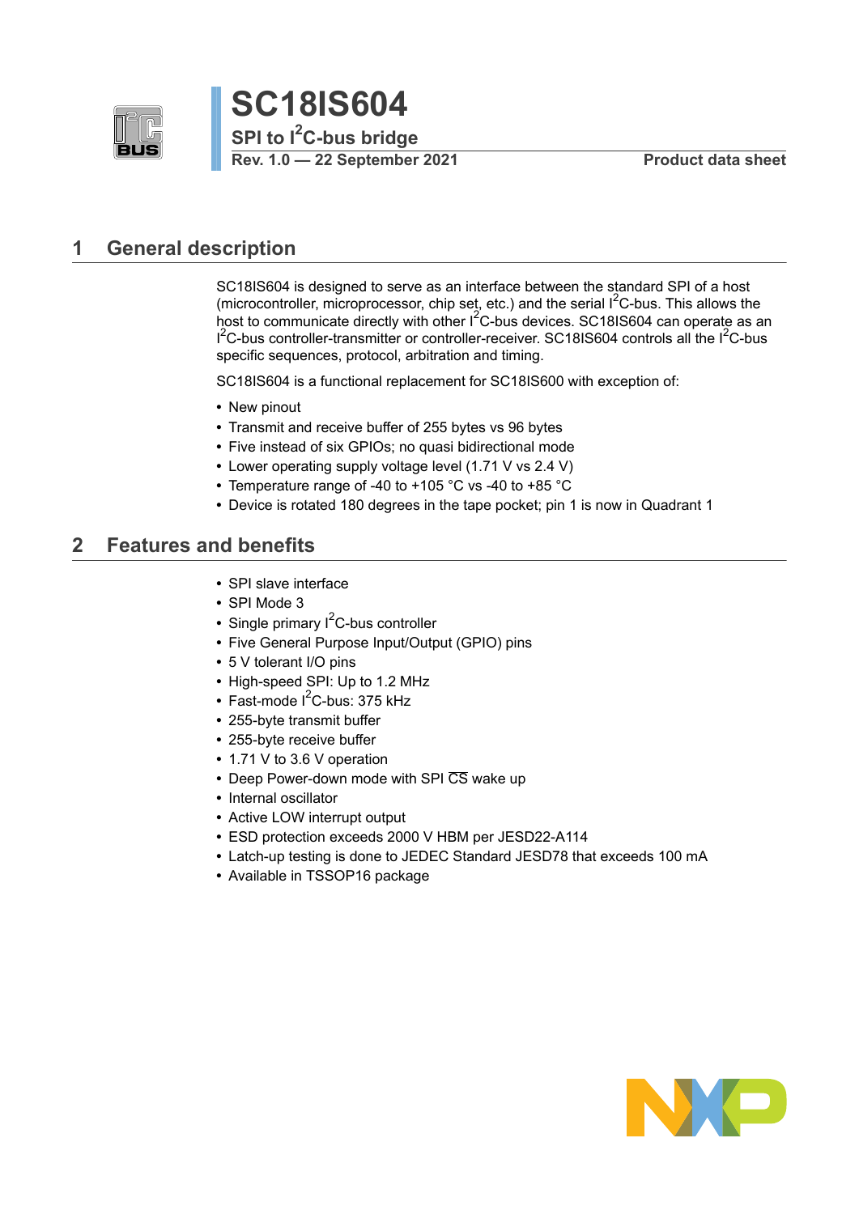# SC18IS604

## SPI to I$^2$C-bus bridge

**Rev. 1.0 — 22 September 2021** **Product data sheet**

## 1 General description

SC18IS604 is designed to serve as an interface between the standard SPI of a host (microcontroller, microprocessor, chip set, etc.) and the serial I$^2$C-bus. This allows the host to communicate directly with other I$^2$C-bus devices. SC18IS604 can operate as an I$^2$C-bus controller-transmitter or controller-receiver. SC18IS604 controls all the I$^2$C-bus specific sequences, protocol, arbitration and timing.

SC18IS604 is a functional replacement for SC18IS600 with exception of:

- New pinout
- Transmit and receive buffer of 255 bytes vs 96 bytes
- Five instead of six GPIOs; no quasi bidirectional mode
- Lower operating supply voltage level (1.71 V vs 2.4 V)
- Temperature range of -40 to +105 °C vs -40 to +85 °C
- Device is rotated 180 degrees in the tape pocket; pin 1 is now in Quadrant 1

## 2 Features and benefits

- SPI slave interface
- SPI Mode 3
- Single primary I$^2$C-bus controller
- Five General Purpose Input/Output (GPIO) pins
- 5 V tolerant I/O pins
- High-speed SPI: Up to 1.2 MHz
- Fast-mode I$^2$C-bus: 375 kHz
- 255-byte transmit buffer
- 255-byte receive buffer
- 1.71 V to 3.6 V operation
- Deep Power-down mode with SPI $\overline{CS}$ wake up
- Internal oscillator
- Active LOW interrupt output
- ESD protection exceeds 2000 V HBM per JESD22-A114
- Latch-up testing is done to JEDEC Standard JESD78 that exceeds 100 mA
- Available in TSSOP16 package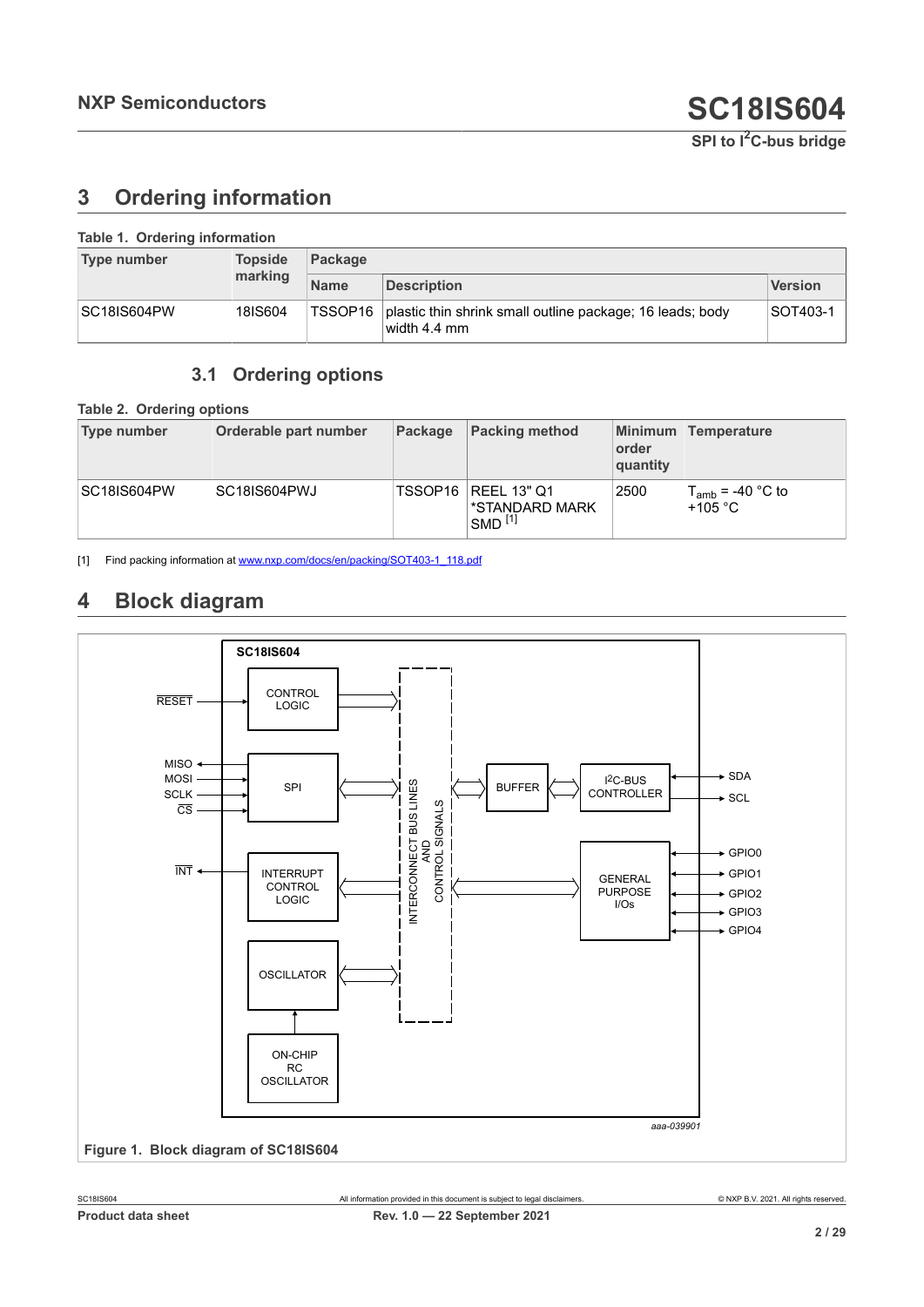## 3 Ordering information

**Table 1. Ordering information**

| Type number | Topside marking | Package | | |
|---|---|---|---|---|
| | | Name | Description | Version |
| SC18IS604PW | 18IS604 | TSSOP16 | plastic thin shrink small outline package; 16 leads; body width 4.4 mm | SOT403-1 |

### 3.1 Ordering options

**Table 2. Ordering options**

| Type number | Orderable part number | Package | Packing method | Minimum order quantity | Temperature |
|---|---|---|---|---|---|
| SC18IS604PW | SC18IS604PWJ | TSSOP16 | REEL 13" Q1 *STANDARD MARK SMD [1] | 2500 | $T_{amb}$ = -40 °C to +105 °C |

[1] Find packing information at www.nxp.com/docs/en/packing/SOT403-1_118.pdf

## 4 Block diagram

**Figure 1. Block diagram of SC18IS604**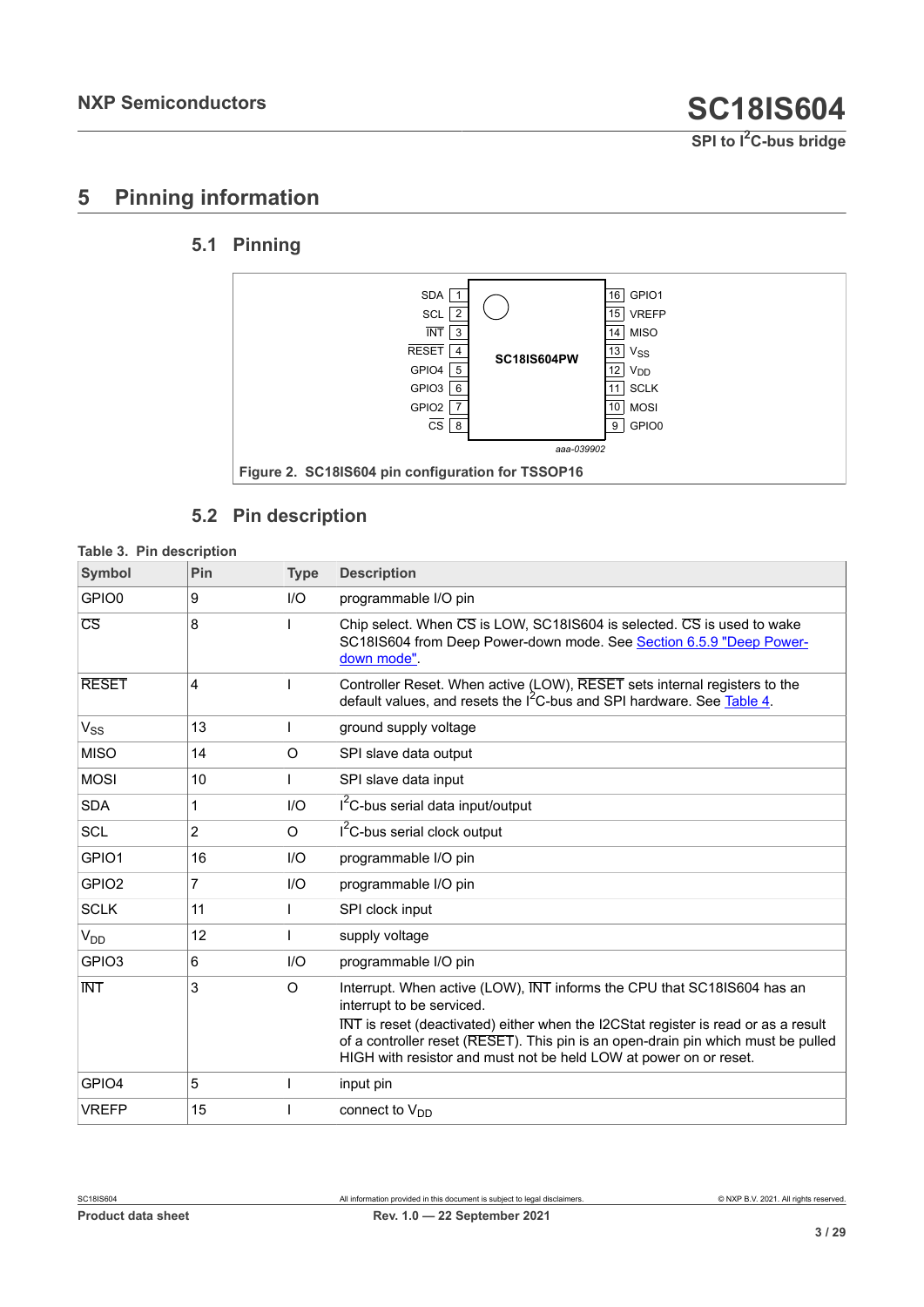# 5 Pinning information

## 5.1 Pinning

| | | | |
|---|---|---|---|
| SDA | 1 | 16 | GPIO1 |
| SCL | 2 | 15 | VREFP |
| INT | 3 | 14 | MISO |
| RESET | 4 | 13 | $V_{SS}$ |
| GPIO4 | 5 | 12 | $V_{DD}$ |
| GPIO3 | 6 | 11 | SCLK |
| GPIO2 | 7 | 10 | MOSI |
| CS | 8 | 9 | GPIO0 |

SC18IS604PW

aaa-039902

**Figure 2. SC18IS604 pin configuration for TSSOP16**

## 5.2 Pin description

**Table 3. Pin description**

| Symbol | Pin | Type | Description |
|---|---|---|---|
| GPIO0 | 9 | I/O | programmable I/O pin |
| CS | 8 | I | Chip select. When CS is LOW, SC18IS604 is selected. CS is used to wake SC18IS604 from Deep Power-down mode. See Section 6.5.9 "Deep Power-down mode". |
| RESET | 4 | I | Controller Reset. When active (LOW), RESET sets internal registers to the default values, and resets the $I^2C$-bus and SPI hardware. See Table 4. |
| $V_{SS}$ | 13 | I | ground supply voltage |
| MISO | 14 | O | SPI slave data output |
| MOSI | 10 | I | SPI slave data input |
| SDA | 1 | I/O | $I^2C$-bus serial data input/output |
| SCL | 2 | O | $I^2C$-bus serial clock output |
| GPIO1 | 16 | I/O | programmable I/O pin |
| GPIO2 | 7 | I/O | programmable I/O pin |
| SCLK | 11 | I | SPI clock input |
| $V_{DD}$ | 12 | I | supply voltage |
| GPIO3 | 6 | I/O | programmable I/O pin |
| INT | 3 | O | Interrupt. When active (LOW), INT informs the CPU that SC18IS604 has an interrupt to be serviced. INT is reset (deactivated) either when the I2CStat register is read or as a result of a controller reset (RESET). This pin is an open-drain pin which must be pulled HIGH with resistor and must not be held LOW at power on or reset. |
| GPIO4 | 5 | I | input pin |
| VREFP | 15 | I | connect to $V_{DD}$ |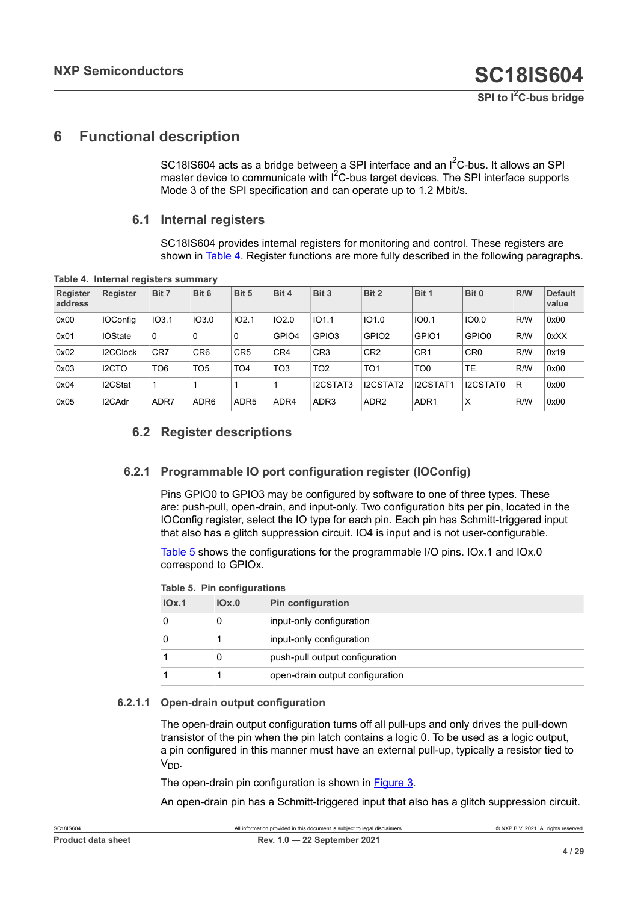# 6 Functional description

SC18IS604 acts as a bridge between a SPI interface and an $I^2C$-bus. It allows an SPI master device to communicate with $I^2C$-bus target devices. The SPI interface supports Mode 3 of the SPI specification and can operate up to 1.2 Mbit/s.

## 6.1 Internal registers

SC18IS604 provides internal registers for monitoring and control. These registers are shown in Table 4. Register functions are more fully described in the following paragraphs.

**Table 4. Internal registers summary**

| Register address | Register | Bit 7 | Bit 6 | Bit 5 | Bit 4 | Bit 3 | Bit 2 | Bit 1 | Bit 0 | R/W | Default value |
|---|---|---|---|---|---|---|---|---|---|---|---|
| 0x00 | IOConfig | IO3.1 | IO3.0 | IO2.1 | IO2.0 | IO1.1 | IO1.0 | IO0.1 | IO0.0 | R/W | 0x00 |
| 0x01 | IOState | 0 | 0 | 0 | GPIO4 | GPIO3 | GPIO2 | GPIO1 | GPIO0 | R/W | 0xXX |
| 0x02 | I2CClock | CR7 | CR6 | CR5 | CR4 | CR3 | CR2 | CR1 | CR0 | R/W | 0x19 |
| 0x03 | I2CTO | TO6 | TO5 | TO4 | TO3 | TO2 | TO1 | TO0 | TE | R/W | 0x00 |
| 0x04 | I2CStat | 1 | 1 | 1 | 1 | I2CSTAT3 | I2CSTAT2 | I2CSTAT1 | I2CSTAT0 | R | 0x00 |
| 0x05 | I2CAdr | ADR7 | ADR6 | ADR5 | ADR4 | ADR3 | ADR2 | ADR1 | X | R/W | 0x00 |

## 6.2 Register descriptions

### 6.2.1 Programmable IO port configuration register (IOConfig)

Pins GPIO0 to GPIO3 may be configured by software to one of three types. These are: push-pull, open-drain, and input-only. Two configuration bits per pin, located in the IOConfig register, select the IO type for each pin. Each pin has Schmitt-triggered input that also has a glitch suppression circuit. IO4 is input and is not user-configurable.

Table 5 shows the configurations for the programmable I/O pins. IOx.1 and IOx.0 correspond to GPIOx.

**Table 5. Pin configurations**

| IOx.1 | IOx.0 | Pin configuration |
|---|---|---|
| 0 | 0 | input-only configuration |
| 0 | 1 | input-only configuration |
| 1 | 0 | push-pull output configuration |
| 1 | 1 | open-drain output configuration |

#### 6.2.1.1 Open-drain output configuration

The open-drain output configuration turns off all pull-ups and only drives the pull-down transistor of the pin when the pin latch contains a logic 0. To be used as a logic output, a pin configured in this manner must have an external pull-up, typically a resistor tied to $V_{DD}$.

The open-drain pin configuration is shown in Figure 3.

An open-drain pin has a Schmitt-triggered input that also has a glitch suppression circuit.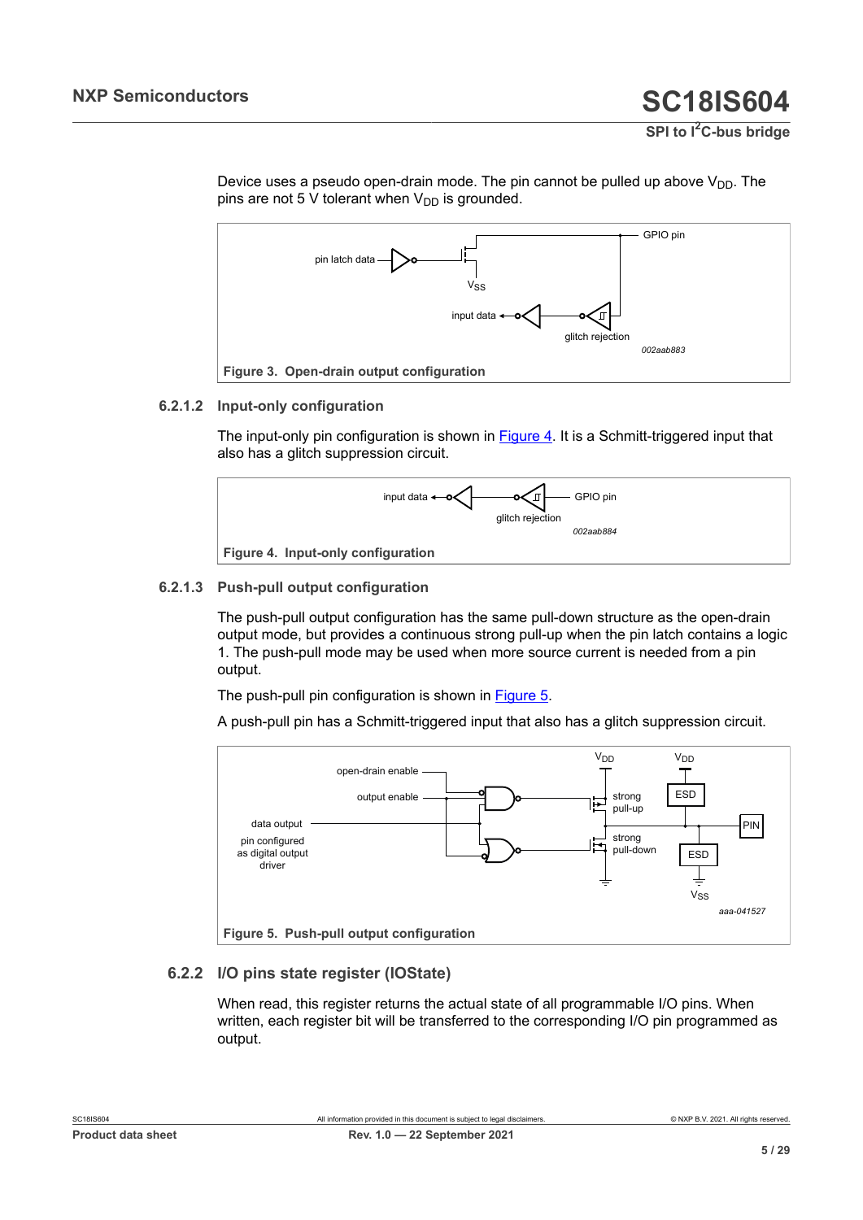Device uses a pseudo open-drain mode. The pin cannot be pulled up above $V_{DD}$. The pins are not 5 V tolerant when $V_{DD}$ is grounded.

**Figure 3. Open-drain output configuration**

#### 6.2.1.2 Input-only configuration

The input-only pin configuration is shown in Figure 4. It is a Schmitt-triggered input that also has a glitch suppression circuit.

**Figure 4. Input-only configuration**

#### 6.2.1.3 Push-pull output configuration

The push-pull output configuration has the same pull-down structure as the open-drain output mode, but provides a continuous strong pull-up when the pin latch contains a logic 1. The push-pull mode may be used when more source current is needed from a pin output.

The push-pull pin configuration is shown in Figure 5.

A push-pull pin has a Schmitt-triggered input that also has a glitch suppression circuit.

**Figure 5. Push-pull output configuration**

### 6.2.2 I/O pins state register (IOState)

When read, this register returns the actual state of all programmable I/O pins. When written, each register bit will be transferred to the corresponding I/O pin programmed as output.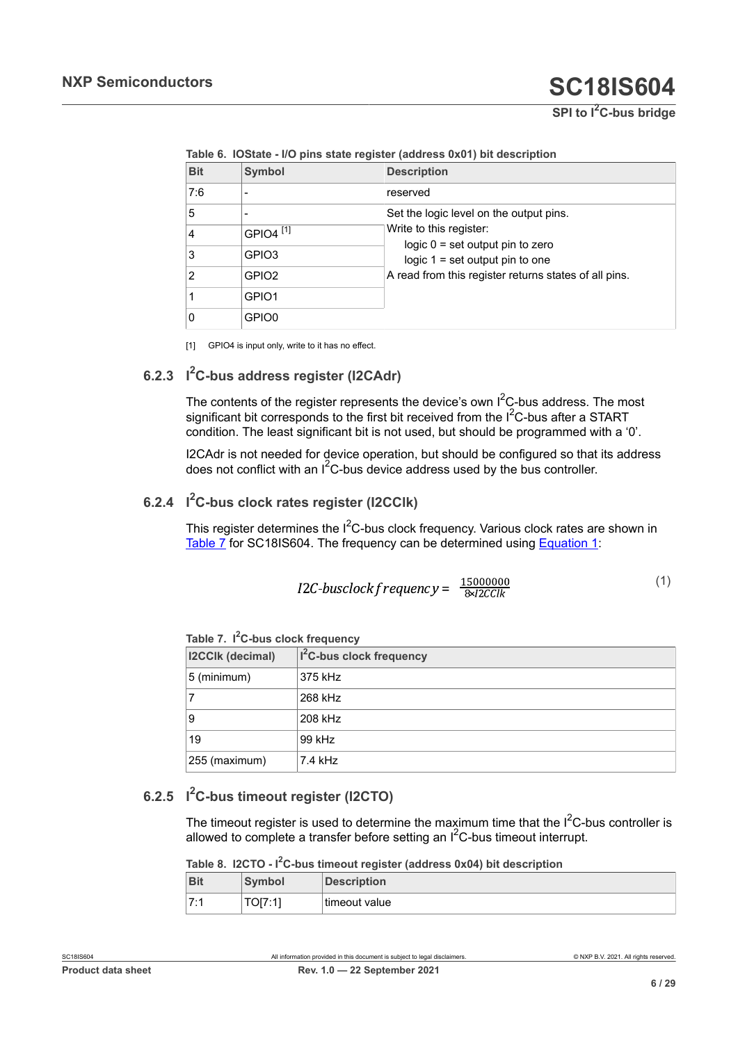Table 6. IOState - I/O pins state register (address 0x01) bit description

| Bit | Symbol | Description |
|---|---|---|
| 7:6 | - | reserved |
| 5 | - | Set the logic level on the output pins. Write to this register: logic 0 = set output pin to zero; logic 1 = set output pin to one. A read from this register returns states of all pins. |
| 4 | GPIO4 [1] | |
| 3 | GPIO3 | |
| 2 | GPIO2 | |
| 1 | GPIO1 | |
| 0 | GPIO0 | |

[1] GPIO4 is input only, write to it has no effect.

### 6.2.3 I²C-bus address register (I2CAdr)

The contents of the register represents the device's own I²C-bus address. The most significant bit corresponds to the first bit received from the I²C-bus after a START condition. The least significant bit is not used, but should be programmed with a '0'.

I2CAdr is not needed for device operation, but should be configured so that its address does not conflict with an I²C-bus device address used by the bus controller.

### 6.2.4 I²C-bus clock rates register (I2CClk)

This register determines the I²C-bus clock frequency. Various clock rates are shown in Table 7 for SC18IS604. The frequency can be determined using Equation 1:

$$I2C\text{-}busclock\,frequency = \frac{15000000}{8 \times I2CClk} \qquad (1)$$

Table 7. I²C-bus clock frequency

| I2CClk (decimal) | I²C-bus clock frequency |
|---|---|
| 5 (minimum) | 375 kHz |
| 7 | 268 kHz |
| 9 | 208 kHz |
| 19 | 99 kHz |
| 255 (maximum) | 7.4 kHz |

### 6.2.5 I²C-bus timeout register (I2CTO)

The timeout register is used to determine the maximum time that the I²C-bus controller is allowed to complete a transfer before setting an I²C-bus timeout interrupt.

Table 8. I2CTO - I²C-bus timeout register (address 0x04) bit description

| Bit | Symbol | Description |
|---|---|---|
| 7:1 | TO[7:1] | timeout value |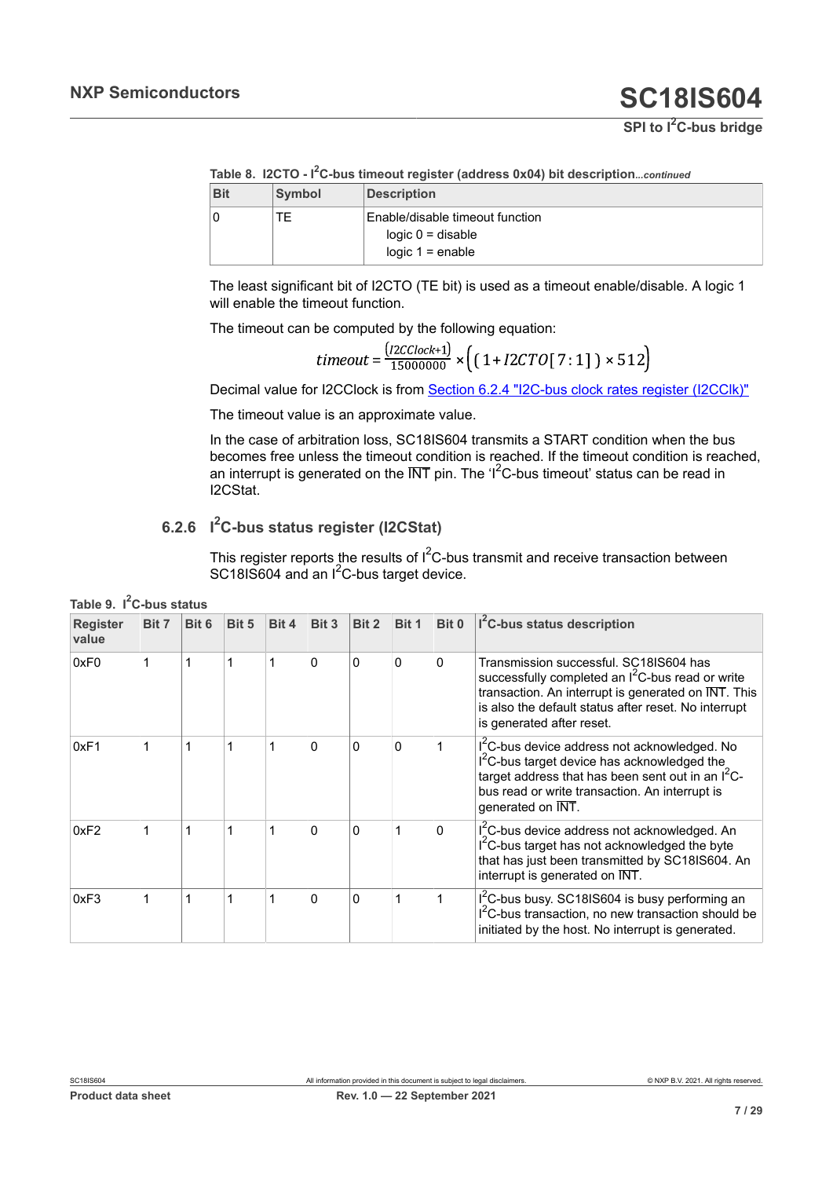**Table 8. I2CTO - $I^2C$-bus timeout register (address 0x04) bit description**...*continued*

| Bit | Symbol | Description |
|---|---|---|
| 0 | TE | Enable/disable timeout function<br>logic 0 = disable<br>logic 1 = enable |

The least significant bit of I2CTO (TE bit) is used as a timeout enable/disable. A logic 1 will enable the timeout function.

The timeout can be computed by the following equation:

$$timeout = \frac{(I2CClock+1)}{15000000} \times \left( (1 + I2CTO[7:1]) \times 512 \right)$$

Decimal value for I2CClock is from Section 6.2.4 "I2C-bus clock rates register (I2CClk)"

The timeout value is an approximate value.

In the case of arbitration loss, SC18IS604 transmits a START condition when the bus becomes free unless the timeout condition is reached. If the timeout condition is reached, an interrupt is generated on the $\overline{INT}$ pin. The '$I^2C$-bus timeout' status can be read in I2CStat.

### 6.2.6 $I^2C$-bus status register (I2CStat)

This register reports the results of $I^2C$-bus transmit and receive transaction between SC18IS604 and an $I^2C$-bus target device.

**Table 9. $I^2C$-bus status**

| Register value | Bit 7 | Bit 6 | Bit 5 | Bit 4 | Bit 3 | Bit 2 | Bit 1 | Bit 0 | $I^2C$-bus status description |
|---|---|---|---|---|---|---|---|---|---|
| 0xF0 | 1 | 1 | 1 | 1 | 0 | 0 | 0 | 0 | Transmission successful. SC18IS604 has successfully completed an $I^2C$-bus read or write transaction. An interrupt is generated on $\overline{INT}$. This is also the default status after reset. No interrupt is generated after reset. |
| 0xF1 | 1 | 1 | 1 | 1 | 0 | 0 | 0 | 1 | $I^2C$-bus device address not acknowledged. No $I^2C$-bus target device has acknowledged the target address that has been sent out in an $I^2C$-bus read or write transaction. An interrupt is generated on $\overline{INT}$. |
| 0xF2 | 1 | 1 | 1 | 1 | 0 | 0 | 1 | 0 | $I^2C$-bus device address not acknowledged. An $I^2C$-bus target has not acknowledged the byte that has just been transmitted by SC18IS604. An interrupt is generated on $\overline{INT}$. |
| 0xF3 | 1 | 1 | 1 | 1 | 0 | 0 | 1 | 1 | $I^2C$-bus busy. SC18IS604 is busy performing an $I^2C$-bus transaction, no new transaction should be initiated by the host. No interrupt is generated. |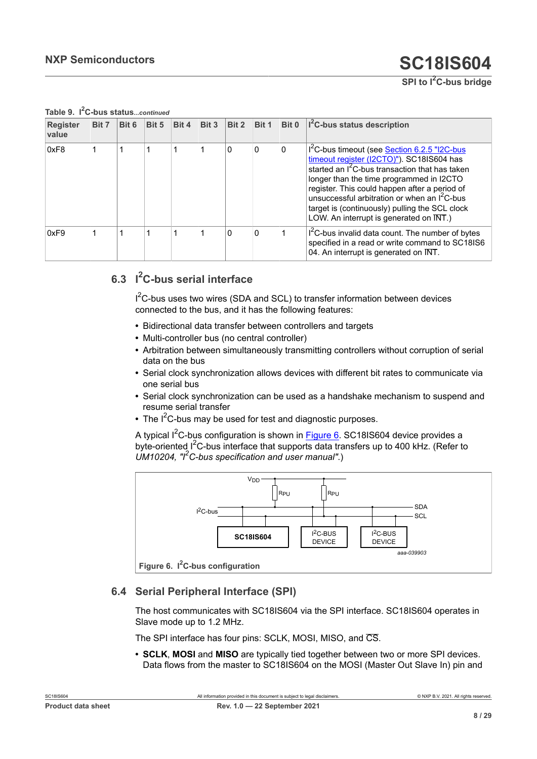**Table 9. I²C-bus status**...*continued*

| Register value | Bit 7 | Bit 6 | Bit 5 | Bit 4 | Bit 3 | Bit 2 | Bit 1 | Bit 0 | I²C-bus status description |
|---|---|---|---|---|---|---|---|---|---|
| 0xF8 | 1 | 1 | 1 | 1 | 1 | 0 | 0 | 0 | I²C-bus timeout (see Section 6.2.5 "I2C-bus timeout register (I2CTO)"). SC18IS604 has started an I²C-bus transaction that has taken longer than the time programmed in I2CTO register. This could happen after a period of unsuccessful arbitration or when an I²C-bus target is (continuously) pulling the SCL clock LOW. An interrupt is generated on $\overline{\text{INT}}$.) |
| 0xF9 | 1 | 1 | 1 | 1 | 1 | 0 | 0 | 1 | I²C-bus invalid data count. The number of bytes specified in a read or write command to SC18IS604. An interrupt is generated on $\overline{\text{INT}}$. |

## 6.3 I²C-bus serial interface

I²C-bus uses two wires (SDA and SCL) to transfer information between devices connected to the bus, and it has the following features:

- Bidirectional data transfer between controllers and targets
- Multi-controller bus (no central controller)
- Arbitration between simultaneously transmitting controllers without corruption of serial data on the bus
- Serial clock synchronization allows devices with different bit rates to communicate via one serial bus
- Serial clock synchronization can be used as a handshake mechanism to suspend and resume serial transfer
- The I²C-bus may be used for test and diagnostic purposes.

A typical I²C-bus configuration is shown in Figure 6. SC18IS604 device provides a byte-oriented I²C-bus interface that supports data transfers up to 400 kHz. (Refer to *UM10204, "I²C-bus specification and user manual"*.)

Figure 6. I²C-bus configuration

## 6.4 Serial Peripheral Interface (SPI)

The host communicates with SC18IS604 via the SPI interface. SC18IS604 operates in Slave mode up to 1.2 MHz.

The SPI interface has four pins: SCLK, MOSI, MISO, and $\overline{\text{CS}}$.

- **SCLK**, **MOSI** and **MISO** are typically tied together between two or more SPI devices. Data flows from the master to SC18IS604 on the MOSI (Master Out Slave In) pin and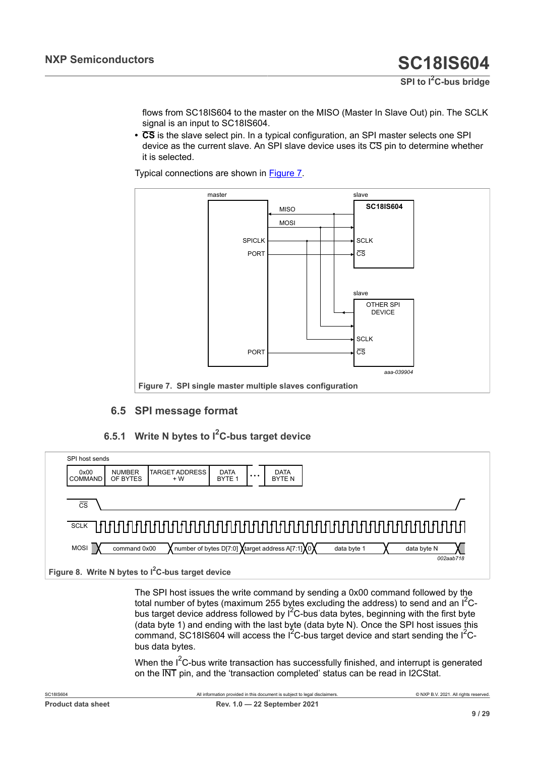flows from SC18IS604 to the master on the MISO (Master In Slave Out) pin. The SCLK signal is an input to SC18IS604.

- **CS** is the slave select pin. In a typical configuration, an SPI master selects one SPI device as the current slave. An SPI slave device uses its CS pin to determine whether it is selected.

Typical connections are shown in Figure 7.

**Figure 7. SPI single master multiple slaves configuration**

## 6.5 SPI message format

### 6.5.1 Write N bytes to $I^2C$-bus target device

**Figure 8. Write N bytes to $I^2C$-bus target device**

The SPI host issues the write command by sending a 0x00 command followed by the total number of bytes (maximum 255 bytes excluding the address) to send and an $I^2C$-bus target device address followed by $I^2C$-bus data bytes, beginning with the first byte (data byte 1) and ending with the last byte (data byte N). Once the SPI host issues this command, SC18IS604 will access the $I^2C$-bus target device and start sending the $I^2C$-bus data bytes.

When the $I^2C$-bus write transaction has successfully finished, and interrupt is generated on the INT pin, and the 'transaction completed' status can be read in I2CStat.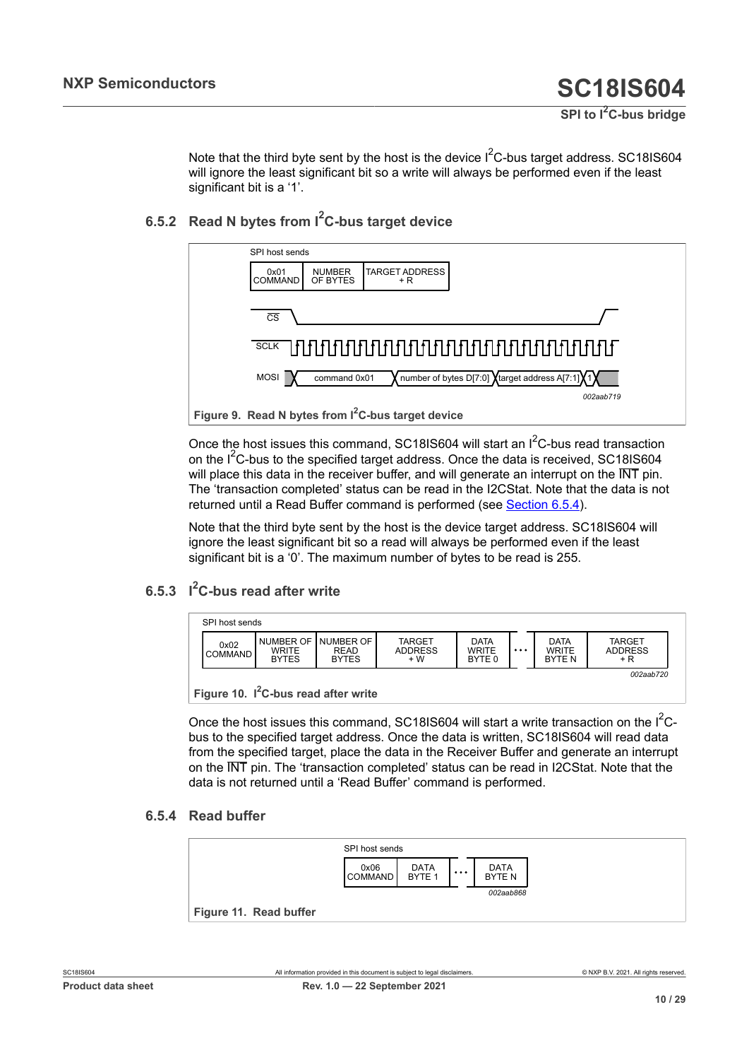Note that the third byte sent by the host is the device $I^2C$-bus target address. SC18IS604 will ignore the least significant bit so a write will always be performed even if the least significant bit is a ‘1’.

### 6.5.2 Read N bytes from $I^2C$-bus target device

SPI host sends

| 0x01 COMMAND | NUMBER OF BYTES | TARGET ADDRESS + R |
|---|---|---|

CS, SCLK, MOSI: command 0x01 | number of bytes D[7:0] | target address A[7:1] | 1

002aab719

**Figure 9. Read N bytes from $I^2C$-bus target device**

Once the host issues this command, SC18IS604 will start an $I^2C$-bus read transaction on the $I^2C$-bus to the specified target address. Once the data is received, SC18IS604 will place this data in the receiver buffer, and will generate an interrupt on the $\overline{INT}$ pin. The ‘transaction completed’ status can be read in the I2CStat. Note that the data is not returned until a Read Buffer command is performed (see Section 6.5.4).

Note that the third byte sent by the host is the device target address. SC18IS604 will ignore the least significant bit so a read will always be performed even if the least significant bit is a ‘0’. The maximum number of bytes to be read is 255.

### 6.5.3 $I^2C$-bus read after write

SPI host sends

| 0x02 COMMAND | NUMBER OF WRITE BYTES | NUMBER OF READ BYTES | TARGET ADDRESS + W | DATA WRITE BYTE 0 | ... | DATA WRITE BYTE N | TARGET ADDRESS + R |
|---|---|---|---|---|---|---|---|

002aab720

**Figure 10. $I^2C$-bus read after write**

Once the host issues this command, SC18IS604 will start a write transaction on the $I^2C$-bus to the specified target address. Once the data is written, SC18IS604 will read data from the specified target, place the data in the Receiver Buffer and generate an interrupt on the $\overline{INT}$ pin. The ‘transaction completed’ status can be read in I2CStat. Note that the data is not returned until a ‘Read Buffer’ command is performed.

### 6.5.4 Read buffer

SPI host sends

| 0x06 COMMAND | DATA BYTE 1 | ... | DATA BYTE N |
|---|---|---|---|

002aab868

**Figure 11. Read buffer**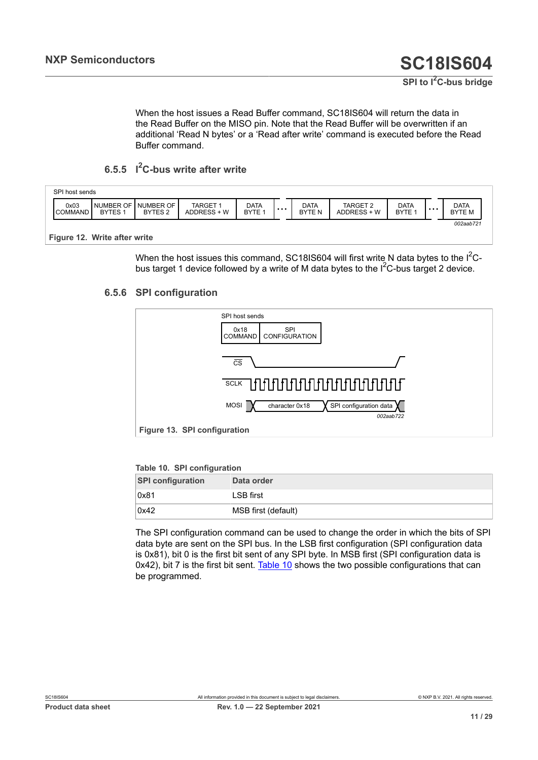When the host issues a Read Buffer command, SC18IS604 will return the data in the Read Buffer on the MISO pin. Note that the Read Buffer will be overwritten if an additional 'Read N bytes' or a 'Read after write' command is executed before the Read Buffer command.

### 6.5.5 I²C-bus write after write

SPI host sends

| 0x03 COMMAND | NUMBER OF BYTES 1 | NUMBER OF BYTES 2 | TARGET 1 ADDRESS + W | DATA BYTE 1 | ... | DATA BYTE N | TARGET 2 ADDRESS + W | DATA BYTE 1 | ... | DATA BYTE M |
|---|---|---|---|---|---|---|---|---|---|---|

002aab721

**Figure 12. Write after write**

When the host issues this command, SC18IS604 will first write N data bytes to the I²C-bus target 1 device followed by a write of M data bytes to the I²C-bus target 2 device.

### 6.5.6 SPI configuration

SPI host sends

| 0x18 COMMAND | SPI CONFIGURATION |
|---|---|

CS

SCLK

MOSI: character 0x18 | SPI configuration data

002aab722

**Figure 13. SPI configuration**

**Table 10. SPI configuration**

| SPI configuration | Data order |
|---|---|
| 0x81 | LSB first |
| 0x42 | MSB first (default) |

The SPI configuration command can be used to change the order in which the bits of SPI data byte are sent on the SPI bus. In the LSB first configuration (SPI configuration data is 0x81), bit 0 is the first bit sent of any SPI byte. In MSB first (SPI configuration data is 0x42), bit 7 is the first bit sent. Table 10 shows the two possible configurations that can be programmed.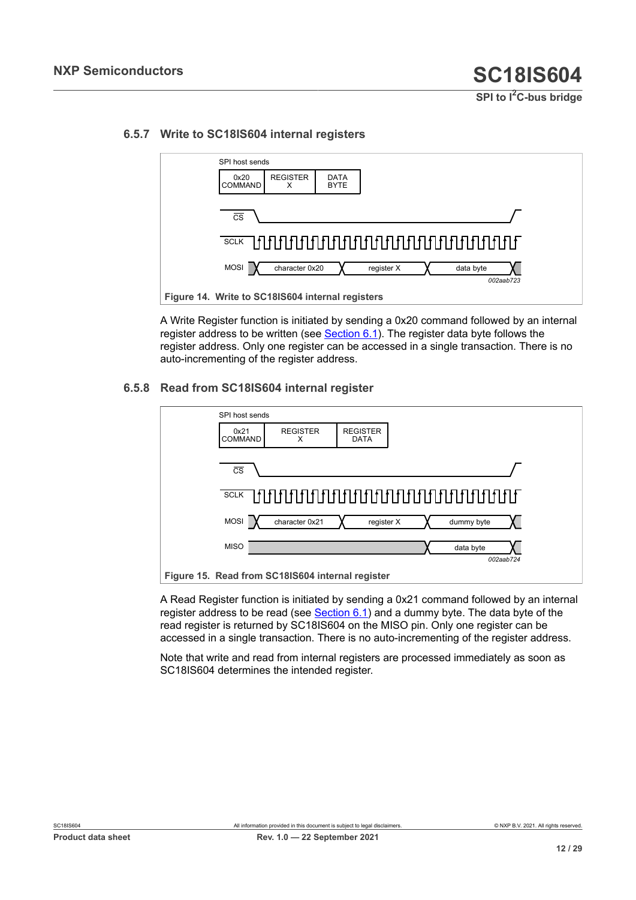### 6.5.7 Write to SC18IS604 internal registers

SPI host sends

| 0x20 COMMAND | REGISTER X | DATA BYTE |
|---|---|---|

CS

SCLK

MOSI: character 0x20 | register X | data byte

002aab723

**Figure 14. Write to SC18IS604 internal registers**

A Write Register function is initiated by sending a 0x20 command followed by an internal register address to be written (see Section 6.1). The register data byte follows the register address. Only one register can be accessed in a single transaction. There is no auto-incrementing of the register address.

### 6.5.8 Read from SC18IS604 internal register

SPI host sends

| 0x21 COMMAND | REGISTER X | REGISTER DATA |
|---|---|---|

CS

SCLK

MOSI: character 0x21 | register X | dummy byte

MISO: data byte

002aab724

**Figure 15. Read from SC18IS604 internal register**

A Read Register function is initiated by sending a 0x21 command followed by an internal register address to be read (see Section 6.1) and a dummy byte. The data byte of the read register is returned by SC18IS604 on the MISO pin. Only one register can be accessed in a single transaction. There is no auto-incrementing of the register address.

Note that write and read from internal registers are processed immediately as soon as SC18IS604 determines the intended register.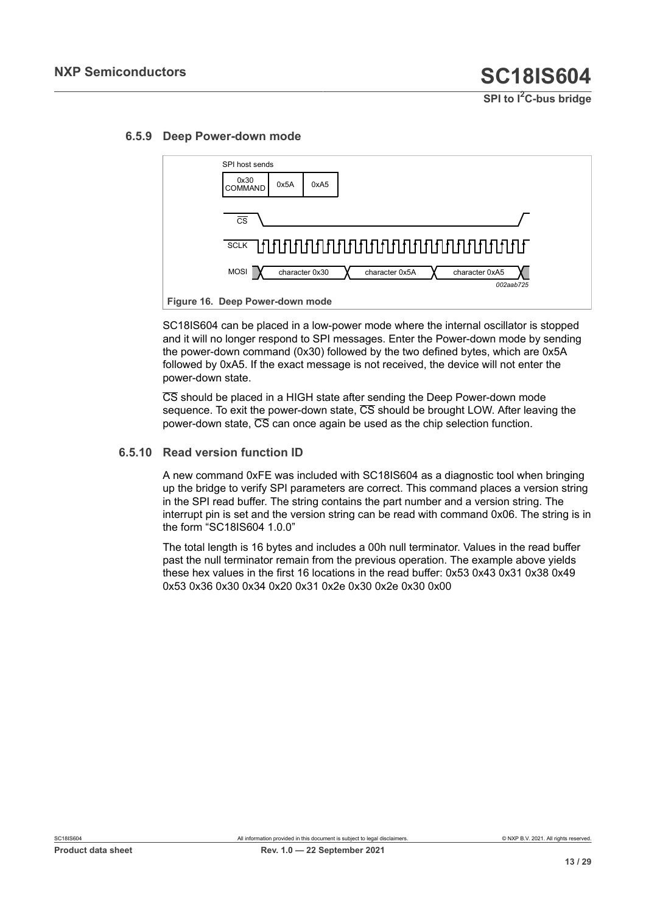### 6.5.9 Deep Power-down mode

Figure 16. Deep Power-down mode

SC18IS604 can be placed in a low-power mode where the internal oscillator is stopped and it will no longer respond to SPI messages. Enter the Power-down mode by sending the power-down command (0x30) followed by the two defined bytes, which are 0x5A followed by 0xA5. If the exact message is not received, the device will not enter the power-down state.

$\overline{CS}$ should be placed in a HIGH state after sending the Deep Power-down mode sequence. To exit the power-down state, $\overline{CS}$ should be brought LOW. After leaving the power-down state, $\overline{CS}$ can once again be used as the chip selection function.

### 6.5.10 Read version function ID

A new command 0xFE was included with SC18IS604 as a diagnostic tool when bringing up the bridge to verify SPI parameters are correct. This command places a version string in the SPI read buffer. The string contains the part number and a version string. The interrupt pin is set and the version string can be read with command 0x06. The string is in the form "SC18IS604 1.0.0"

The total length is 16 bytes and includes a 00h null terminator. Values in the read buffer past the null terminator remain from the previous operation. The example above yields these hex values in the first 16 locations in the read buffer: 0x53 0x43 0x31 0x38 0x49 0x53 0x36 0x30 0x34 0x20 0x31 0x2e 0x30 0x2e 0x30 0x00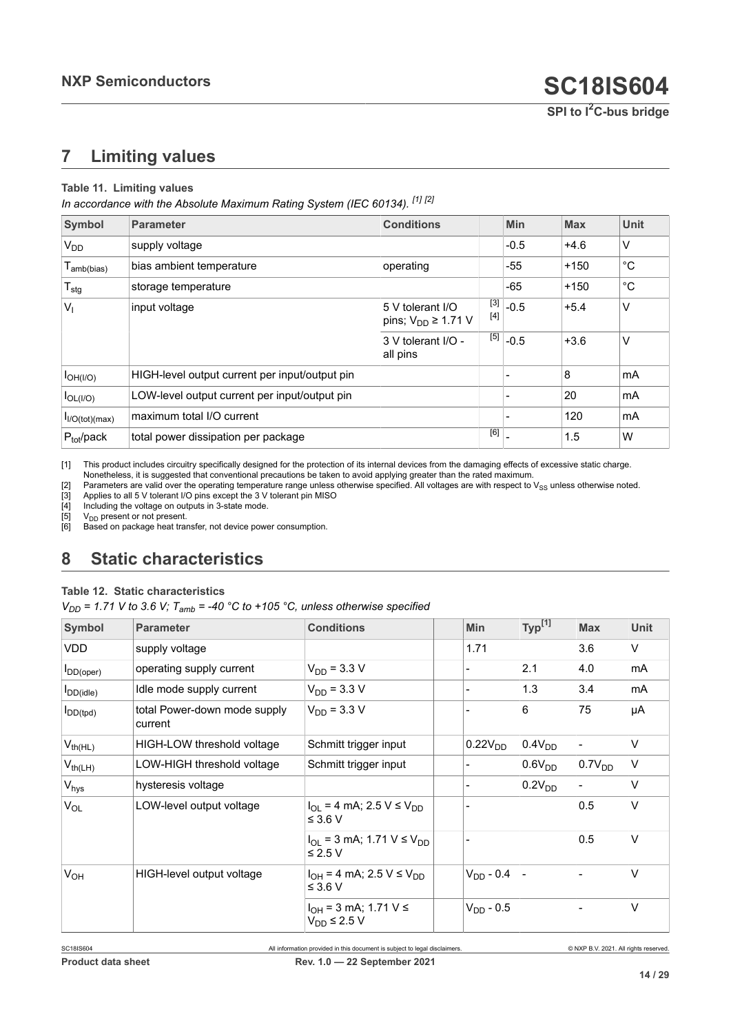# 7 Limiting values

**Table 11. Limiting values**

*In accordance with the Absolute Maximum Rating System (IEC 60134).* [1] [2]

| Symbol | Parameter | Conditions | | Min | Max | Unit |
|---|---|---|---|---|---|---|
| $V_{DD}$ | supply voltage | | | -0.5 | +4.6 | V |
| $T_{amb(bias)}$ | bias ambient temperature | operating | | -55 | +150 | °C |
| $T_{stg}$ | storage temperature | | | -65 | +150 | °C |
| $V_I$ | input voltage | 5 V tolerant I/O pins; $V_{DD}$ ≥ 1.71 V | [3] [4] | -0.5 | +5.4 | V |
| | | 3 V tolerant I/O - all pins | [5] | -0.5 | +3.6 | V |
| $I_{OH(I/O)}$ | HIGH-level output current per input/output pin | | | - | 8 | mA |
| $I_{OL(I/O)}$ | LOW-level output current per input/output pin | | | - | 20 | mA |
| $I_{I/O(tot)(max)}$ | maximum total I/O current | | | - | 120 | mA |
| $P_{tot}$/pack | total power dissipation per package | | [6] | - | 1.5 | W |

[1] This product includes circuitry specifically designed for the protection of its internal devices from the damaging effects of excessive static charge. Nonetheless, it is suggested that conventional precautions be taken to avoid applying greater than the rated maximum.

[2] Parameters are valid over the operating temperature range unless otherwise specified. All voltages are with respect to $V_{SS}$ unless otherwise noted.

[3] Applies to all 5 V tolerant I/O pins except the 3 V tolerant pin MISO

[4] Including the voltage on outputs in 3-state mode.

[5] $V_{DD}$ present or not present.

[6] Based on package heat transfer, not device power consumption.

# 8 Static characteristics

**Table 12. Static characteristics**

*$V_{DD}$ = 1.71 V to 3.6 V; $T_{amb}$ = -40 °C to +105 °C, unless otherwise specified*

| Symbol | Parameter | Conditions | | Min | Typ[1] | Max | Unit |
|---|---|---|---|---|---|---|---|
| VDD | supply voltage | | | 1.71 | | 3.6 | V |
| $I_{DD(oper)}$ | operating supply current | $V_{DD}$ = 3.3 V | | - | 2.1 | 4.0 | mA |
| $I_{DD(idle)}$ | Idle mode supply current | $V_{DD}$ = 3.3 V | | - | 1.3 | 3.4 | mA |
| $I_{DD(tpd)}$ | total Power-down mode supply current | $V_{DD}$ = 3.3 V | | - | 6 | 75 | µA |
| $V_{th(HL)}$ | HIGH-LOW threshold voltage | Schmitt trigger input | | $0.22V_{DD}$ | $0.4V_{DD}$ | - | V |
| $V_{th(LH)}$ | LOW-HIGH threshold voltage | Schmitt trigger input | | - | $0.6V_{DD}$ | $0.7V_{DD}$ | V |
| $V_{hys}$ | hysteresis voltage | | | - | $0.2V_{DD}$ | - | V |
| $V_{OL}$ | LOW-level output voltage | $I_{OL}$ = 4 mA; 2.5 V ≤ $V_{DD}$ ≤ 3.6 V | | - | | 0.5 | V |
| | | $I_{OL}$ = 3 mA; 1.71 V ≤ $V_{DD}$ ≤ 2.5 V | | - | | 0.5 | V |
| $V_{OH}$ | HIGH-level output voltage | $I_{OH}$ = 4 mA; 2.5 V ≤ $V_{DD}$ ≤ 3.6 V | | $V_{DD}$ - 0.4 | - | - | V |
| | | $I_{OH}$ = 3 mA; 1.71 V ≤ $V_{DD}$ ≤ 2.5 V | | $V_{DD}$ - 0.5 | | - | V |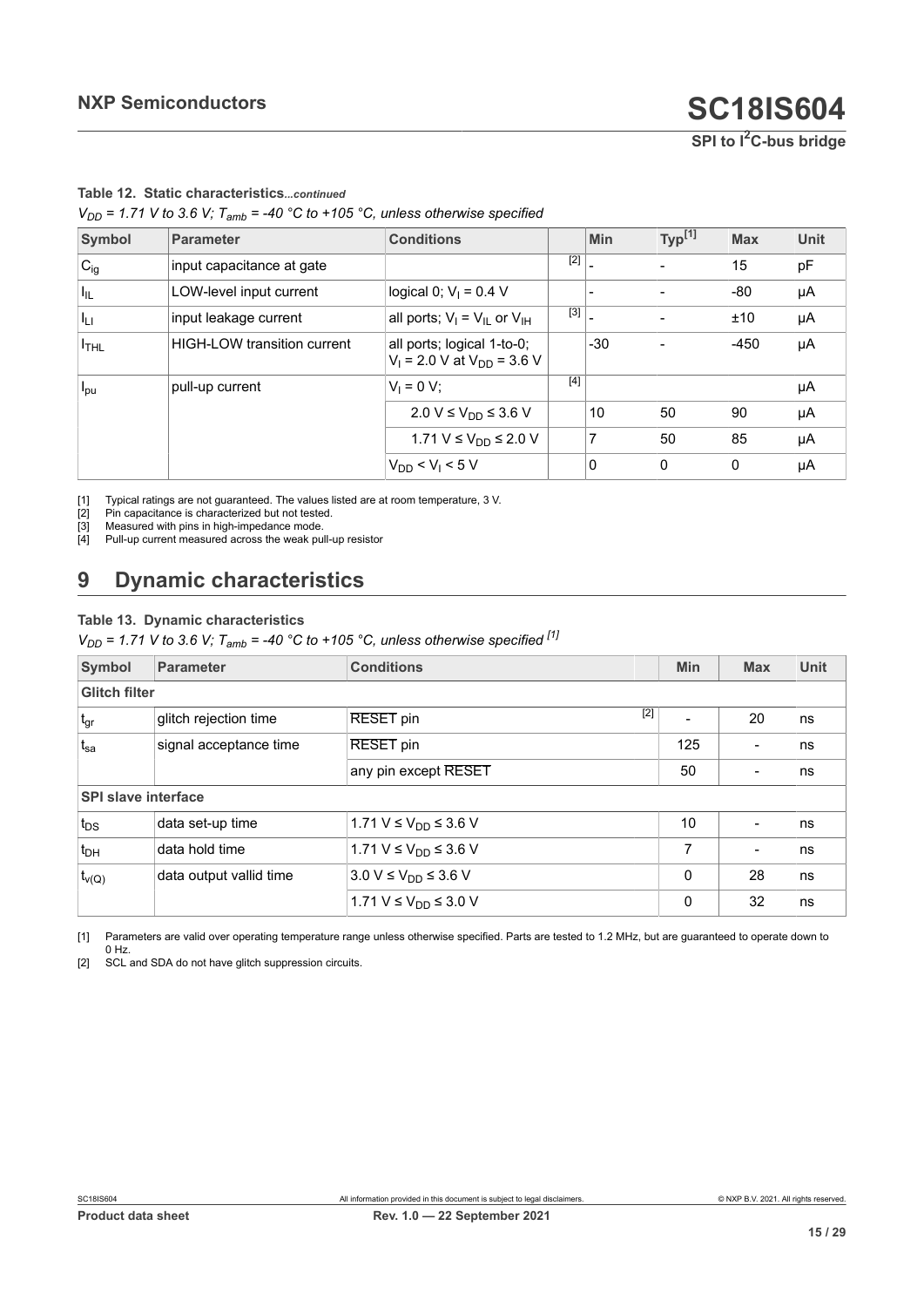**Table 12. Static characteristics**...*continued*

*$V_{DD}$ = 1.71 V to 3.6 V; $T_{amb}$ = -40 °C to +105 °C, unless otherwise specified*

| Symbol | Parameter | Conditions | | Min | Typ[1] | Max | Unit |
|---|---|---|---|---|---|---|---|
| $C_{ig}$ | input capacitance at gate | | [2] | - | - | 15 | pF |
| $I_{IL}$ | LOW-level input current | logical 0; $V_I$ = 0.4 V | | - | - | -80 | µA |
| $I_{LI}$ | input leakage current | all ports; $V_I = V_{IL}$ or $V_{IH}$ | [3] | - | - | ±10 | µA |
| $I_{THL}$ | HIGH-LOW transition current | all ports; logical 1-to-0; $V_I$ = 2.0 V at $V_{DD}$ = 3.6 V | | -30 | - | -450 | µA |
| $I_{pu}$ | pull-up current | $V_I$ = 0 V; | [4] | | | | µA |
| | | 2.0 V ≤ $V_{DD}$ ≤ 3.6 V | | 10 | 50 | 90 | µA |
| | | 1.71 V ≤ $V_{DD}$ ≤ 2.0 V | | 7 | 50 | 85 | µA |
| | | $V_{DD} < V_I <$ 5 V | | 0 | 0 | 0 | µA |

[1] Typical ratings are not guaranteed. The values listed are at room temperature, 3 V.

[2] Pin capacitance is characterized but not tested.

[3] Measured with pins in high-impedance mode.

[4] Pull-up current measured across the weak pull-up resistor

# 9 Dynamic characteristics

**Table 13. Dynamic characteristics**

*$V_{DD}$ = 1.71 V to 3.6 V; $T_{amb}$ = -40 °C to +105 °C, unless otherwise specified [1]*

| Symbol | Parameter | Conditions | | Min | Max | Unit |
|---|---|---|---|---|---|---|
| **Glitch filter** | | | | | | |
| $t_{gr}$ | glitch rejection time | RESET pin | [2] | - | 20 | ns |
| $t_{sa}$ | signal acceptance time | RESET pin | | 125 | - | ns |
| | | any pin except RESET | | 50 | - | ns |
| **SPI slave interface** | | | | | | |
| $t_{DS}$ | data set-up time | 1.71 V ≤ $V_{DD}$ ≤ 3.6 V | | 10 | - | ns |
| $t_{DH}$ | data hold time | 1.71 V ≤ $V_{DD}$ ≤ 3.6 V | | 7 | - | ns |
| $t_{v(Q)}$ | data output vallid time | 3.0 V ≤ $V_{DD}$ ≤ 3.6 V | | 0 | 28 | ns |
| | | 1.71 V ≤ $V_{DD}$ ≤ 3.0 V | | 0 | 32 | ns |

[1] Parameters are valid over operating temperature range unless otherwise specified. Parts are tested to 1.2 MHz, but are guaranteed to operate down to 0 Hz.

[2] SCL and SDA do not have glitch suppression circuits.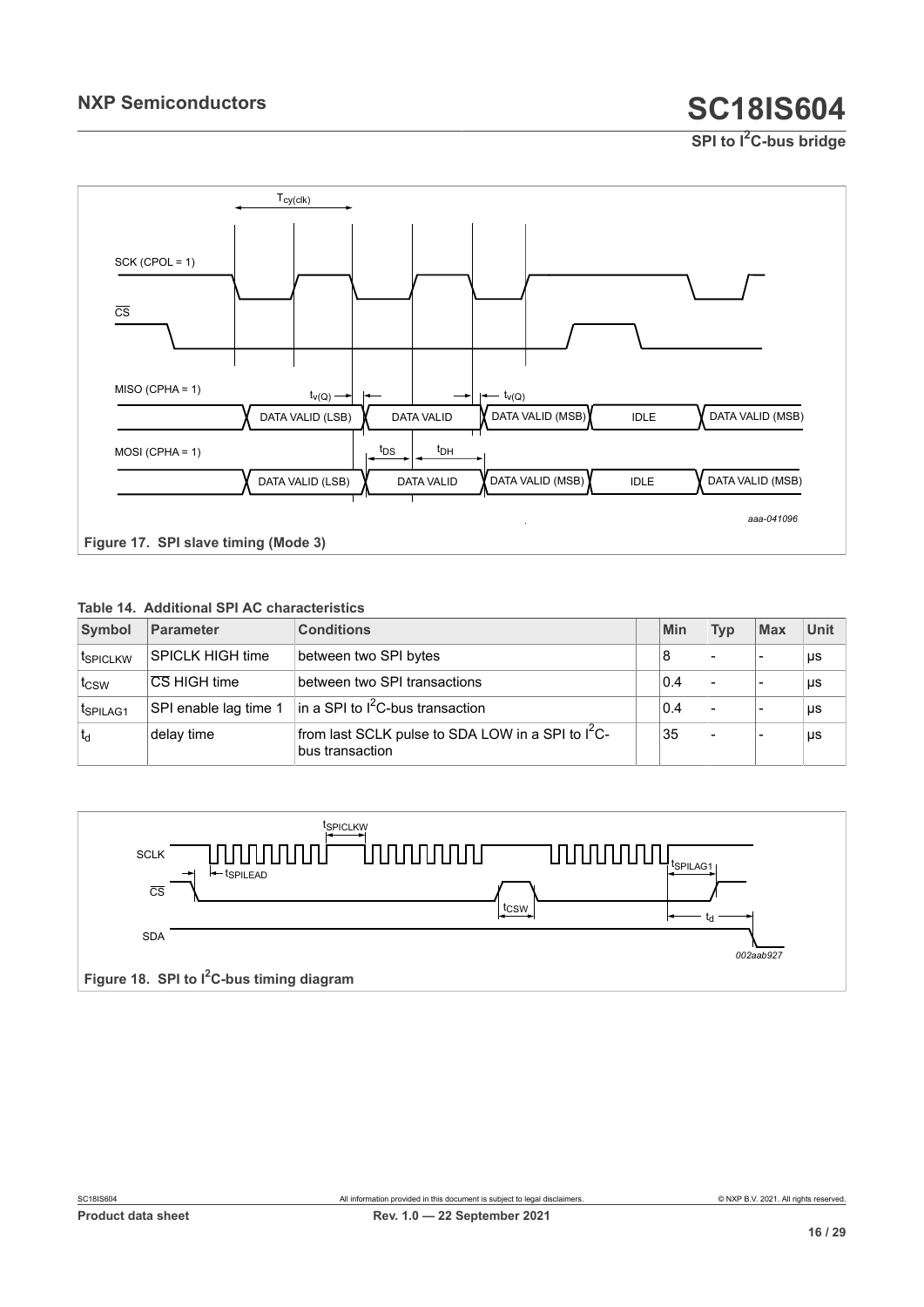Figure 17. SPI slave timing (Mode 3)

**Table 14. Additional SPI AC characteristics**

| Symbol | Parameter | Conditions | Min | Typ | Max | Unit |
|---|---|---|---|---|---|---|
| $t_{SPICLKW}$ | SPICLK HIGH time | between two SPI bytes | 8 | - | - | μs |
| $t_{CSW}$ | $\overline{CS}$ HIGH time | between two SPI transactions | 0.4 | - | - | μs |
| $t_{SPILAG1}$ | SPI enable lag time 1 | in a SPI to $I^2C$-bus transaction | 0.4 | - | - | μs |
| $t_d$ | delay time | from last SCLK pulse to SDA LOW in a SPI to $I^2C$-bus transaction | 35 | - | - | μs |

Figure 18. SPI to $I^2C$-bus timing diagram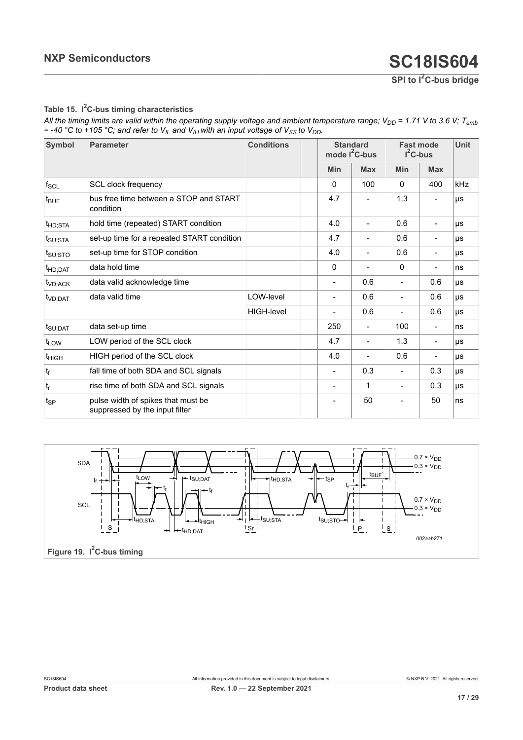### Table 15. $I^2C$-bus timing characteristics

*All the timing limits are valid within the operating supply voltage and ambient temperature range; $V_{DD}$ = 1.71 V to 3.6 V; $T_{amb}$ = -40 °C to +105 °C; and refer to $V_{IL}$ and $V_{IH}$ with an input voltage of $V_{SS}$ to $V_{DD}$.*

| Symbol | Parameter | Conditions | | Standard mode $I^2C$-bus | | Fast mode $I^2C$-bus | | Unit |
|---|---|---|---|---|---|---|---|---|
| | | | | Min | Max | Min | Max | |
| $f_{SCL}$ | SCL clock frequency | | | 0 | 100 | 0 | 400 | kHz |
| $t_{BUF}$ | bus free time between a STOP and START condition | | | 4.7 | - | 1.3 | - | µs |
| $t_{HD;STA}$ | hold time (repeated) START condition | | | 4.0 | - | 0.6 | - | µs |
| $t_{SU;STA}$ | set-up time for a repeated START condition | | | 4.7 | - | 0.6 | - | µs |
| $t_{SU;STO}$ | set-up time for STOP condition | | | 4.0 | - | 0.6 | - | µs |
| $t_{HD;DAT}$ | data hold time | | | 0 | - | 0 | - | ns |
| $t_{VD;ACK}$ | data valid acknowledge time | | | - | 0.6 | - | 0.6 | µs |
| $t_{VD;DAT}$ | data valid time | LOW-level | | - | 0.6 | - | 0.6 | µs |
| | | HIGH-level | | - | 0.6 | - | 0.6 | µs |
| $t_{SU;DAT}$ | data set-up time | | | 250 | - | 100 | - | ns |
| $t_{LOW}$ | LOW period of the SCL clock | | | 4.7 | - | 1.3 | - | µs |
| $t_{HIGH}$ | HIGH period of the SCL clock | | | 4.0 | - | 0.6 | - | µs |
| $t_f$ | fall time of both SDA and SCL signals | | | - | 0.3 | - | 0.3 | µs |
| $t_r$ | rise time of both SDA and SCL signals | | | - | 1 | - | 0.3 | µs |
| $t_{SP}$ | pulse width of spikes that must be suppressed by the input filter | | | - | 50 | - | 50 | ns |

**Figure 19. $I^2C$-bus timing**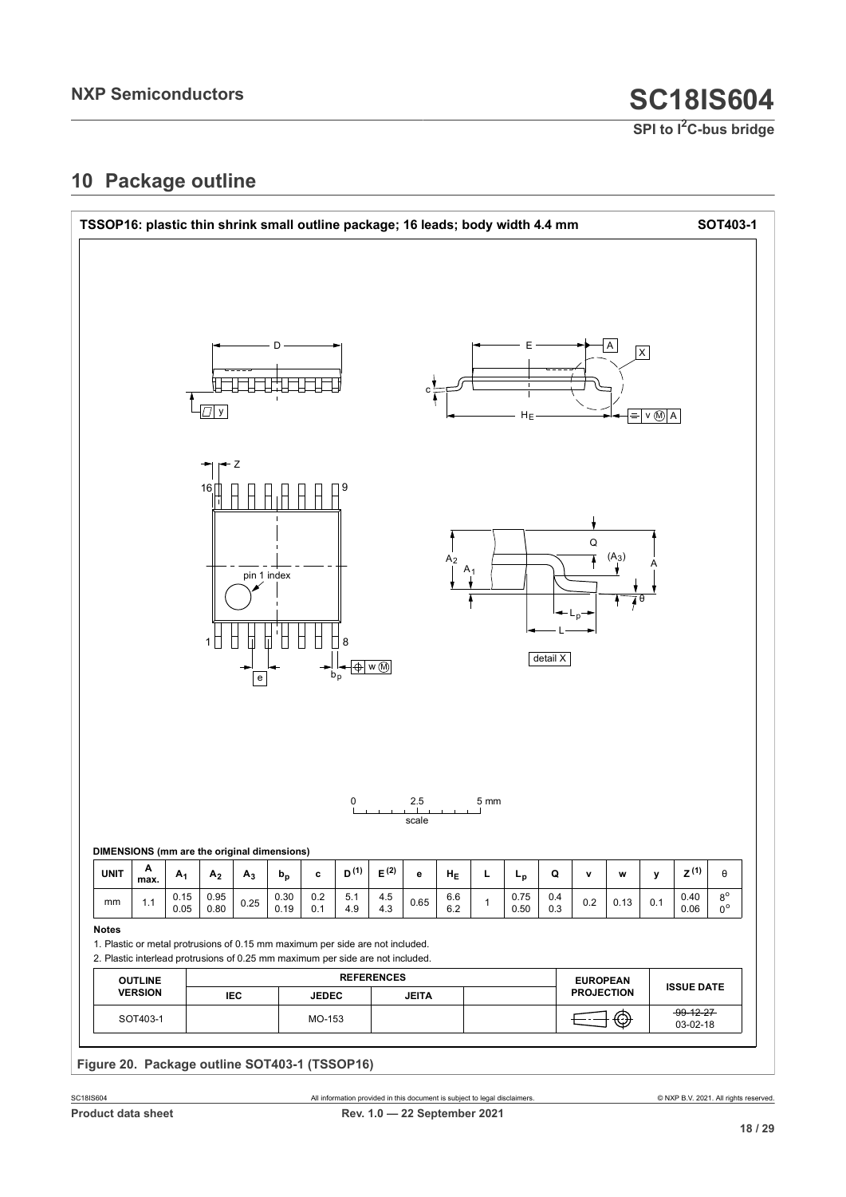## 10 Package outline

**TSSOP16: plastic thin shrink small outline package; 16 leads; body width 4.4 mm** **SOT403-1**

**DIMENSIONS (mm are the original dimensions)**

| UNIT | A max. | $A_1$ | $A_2$ | $A_3$ | $b_p$ | c | $D^{(1)}$ | $E^{(2)}$ | e | $H_E$ | L | $L_p$ | Q | v | w | y | $Z^{(1)}$ | θ |
|---|---|---|---|---|---|---|---|---|---|---|---|---|---|---|---|---|---|---|
| mm | 1.1 | 0.15<br>0.05 | 0.95<br>0.80 | 0.25 | 0.30<br>0.19 | 0.2<br>0.1 | 5.1<br>4.9 | 4.5<br>4.3 | 0.65 | 6.6<br>6.2 | 1 | 0.75<br>0.50 | 0.4<br>0.3 | 0.2 | 0.13 | 0.1 | 0.40<br>0.06 | 8°<br>0° |

**Notes**

1. Plastic or metal protrusions of 0.15 mm maximum per side are not included.
2. Plastic interlead protrusions of 0.25 mm maximum per side are not included.

| OUTLINE VERSION | REFERENCES | | | | EUROPEAN PROJECTION | ISSUE DATE |
|---|---|---|---|---|---|---|
| | IEC | JEDEC | JEITA | | | |
| SOT403-1 | | MO-153 | | | | ~~99-12-27~~<br>03-02-18 |

**Figure 20. Package outline SOT403-1 (TSSOP16)**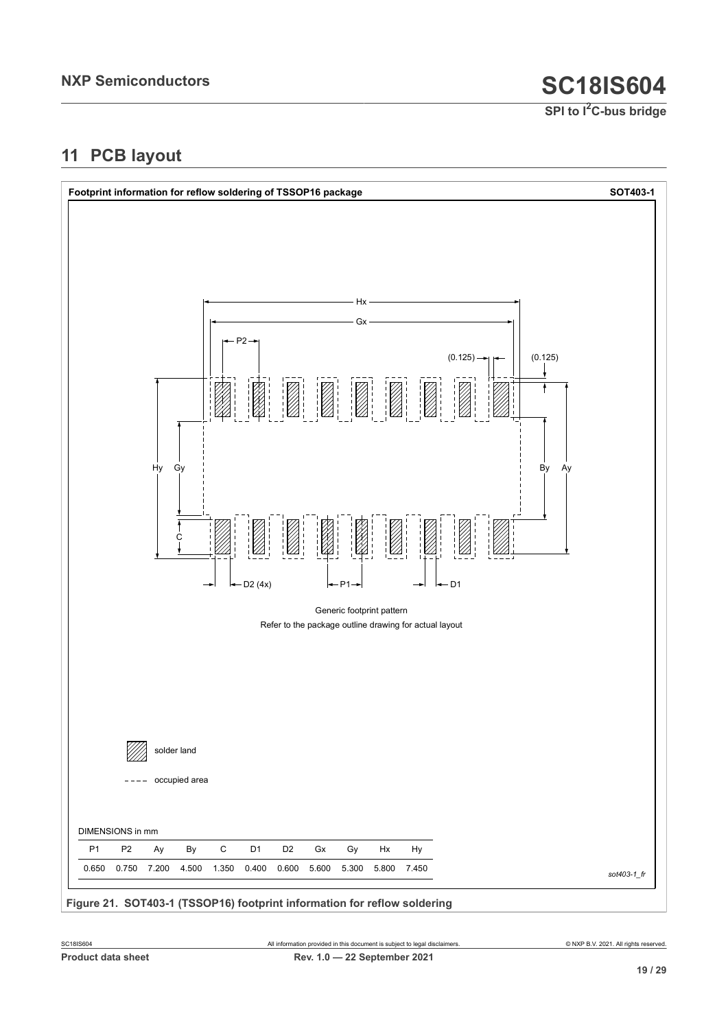## 11 PCB layout

**Footprint information for reflow soldering of TSSOP16 package** **SOT403-1**

Generic footprint pattern

Refer to the package outline drawing for actual layout

solder land

occupied area

DIMENSIONS in mm

| P1 | P2 | Ay | By | C | D1 | D2 | Gx | Gy | Hx | Hy |
|---|---|---|---|---|---|---|---|---|---|---|
| 0.650 | 0.750 | 7.200 | 4.500 | 1.350 | 0.400 | 0.600 | 5.600 | 5.300 | 5.800 | 7.450 |

*sot403-1_fr*

**Figure 21. SOT403-1 (TSSOP16) footprint information for reflow soldering**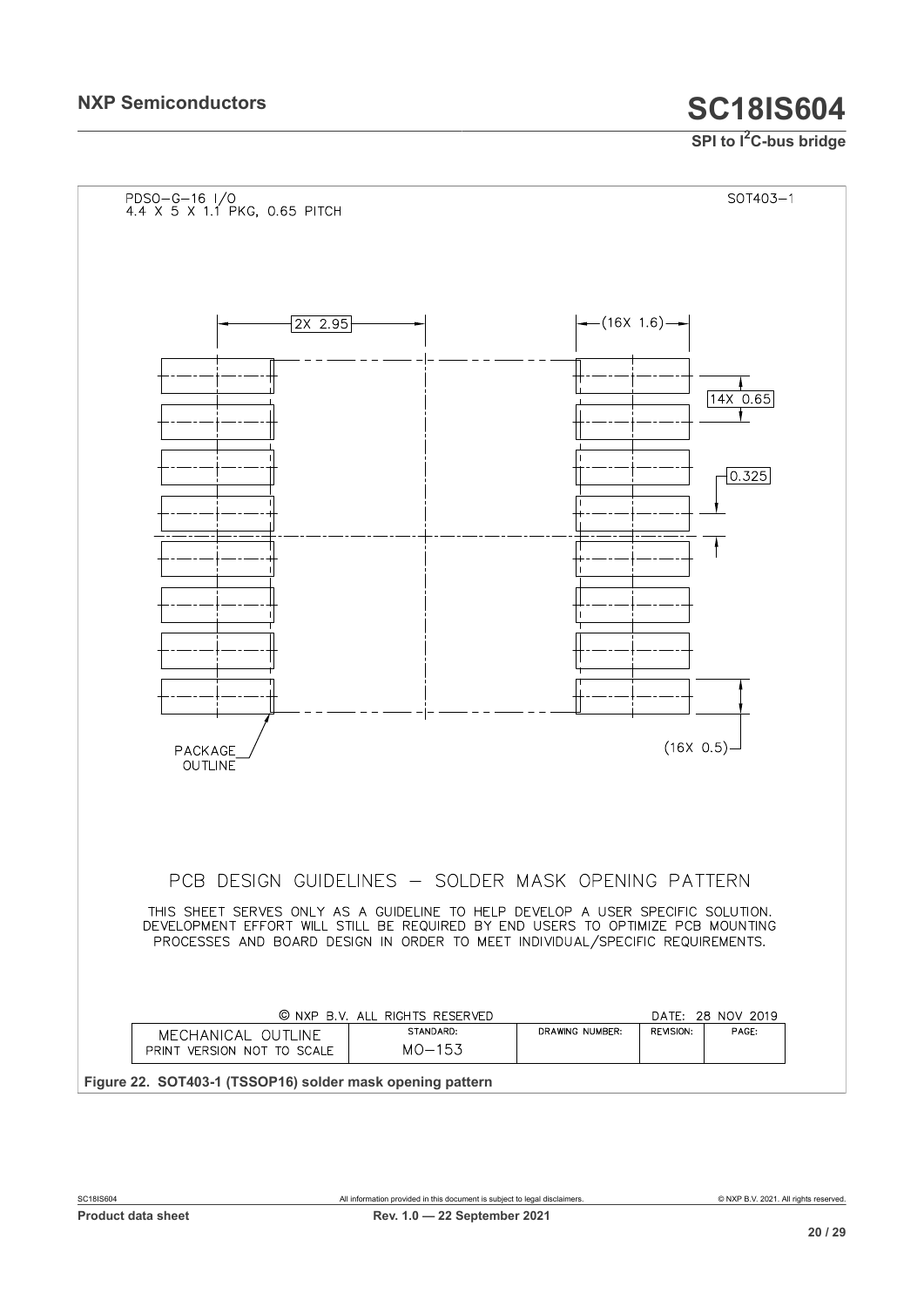PDSO-G-16 I/O
4.4 X 5 X 1.1 PKG, 0.65 PITCH

SOT403-1

2X 2.95

(16X 1.6)

14X 0.65

0.325

(16X 0.5)

PACKAGE OUTLINE

PCB DESIGN GUIDELINES – SOLDER MASK OPENING PATTERN

THIS SHEET SERVES ONLY AS A GUIDELINE TO HELP DEVELOP A USER SPECIFIC SOLUTION. DEVELOPMENT EFFORT WILL STILL BE REQUIRED BY END USERS TO OPTIMIZE PCB MOUNTING PROCESSES AND BOARD DESIGN IN ORDER TO MEET INDIVIDUAL/SPECIFIC REQUIREMENTS.

© NXP B.V. ALL RIGHTS RESERVED

DATE: 28 NOV 2019

| MECHANICAL OUTLINE PRINT VERSION NOT TO SCALE | STANDARD: MO-153 | DRAWING NUMBER: | REVISION: | PAGE: |
|---|---|---|---|---|

**Figure 22. SOT403-1 (TSSOP16) solder mask opening pattern**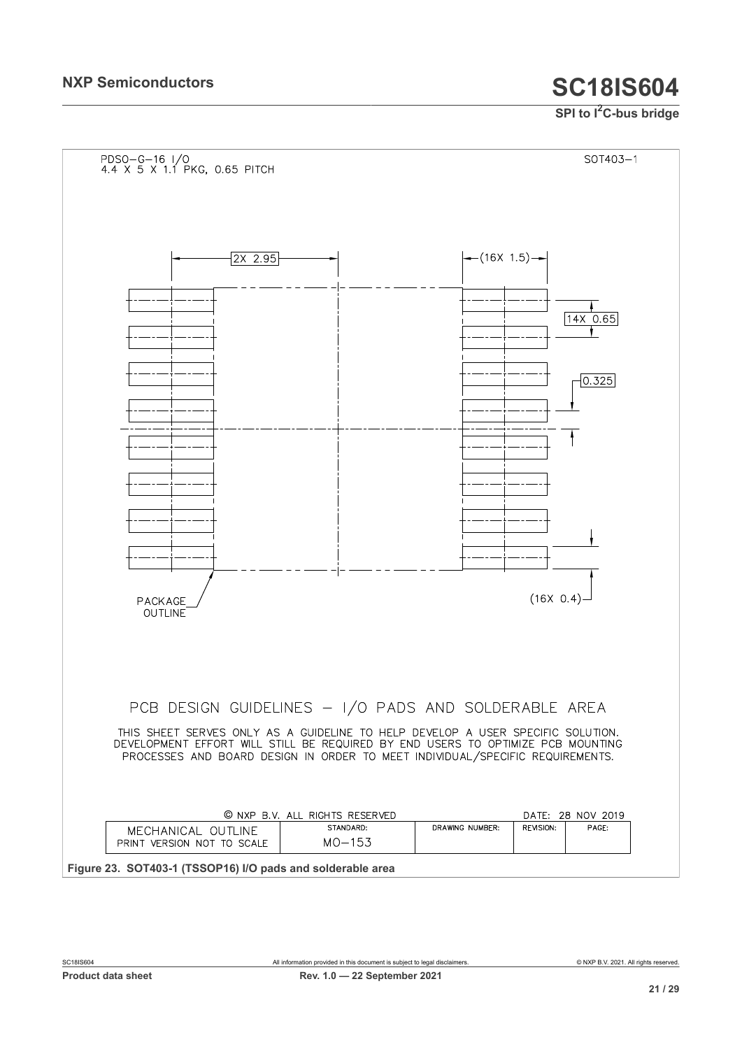PDSO-G-16 I/O
4.4 X 5 X 1.1 PKG, 0.65 PITCH

SOT403-1

2X 2.95

(16X 1.5)

14X 0.65

0.325

(16X 0.4)

PACKAGE OUTLINE

PCB DESIGN GUIDELINES – I/O PADS AND SOLDERABLE AREA

THIS SHEET SERVES ONLY AS A GUIDELINE TO HELP DEVELOP A USER SPECIFIC SOLUTION. DEVELOPMENT EFFORT WILL STILL BE REQUIRED BY END USERS TO OPTIMIZE PCB MOUNTING PROCESSES AND BOARD DESIGN IN ORDER TO MEET INDIVIDUAL/SPECIFIC REQUIREMENTS.

© NXP B.V. ALL RIGHTS RESERVED

DATE: 28 NOV 2019

| MECHANICAL OUTLINE PRINT VERSION NOT TO SCALE | STANDARD: MO-153 | DRAWING NUMBER: | REVISION: | PAGE: |
|---|---|---|---|---|

**Figure 23. SOT403-1 (TSSOP16) I/O pads and solderable area**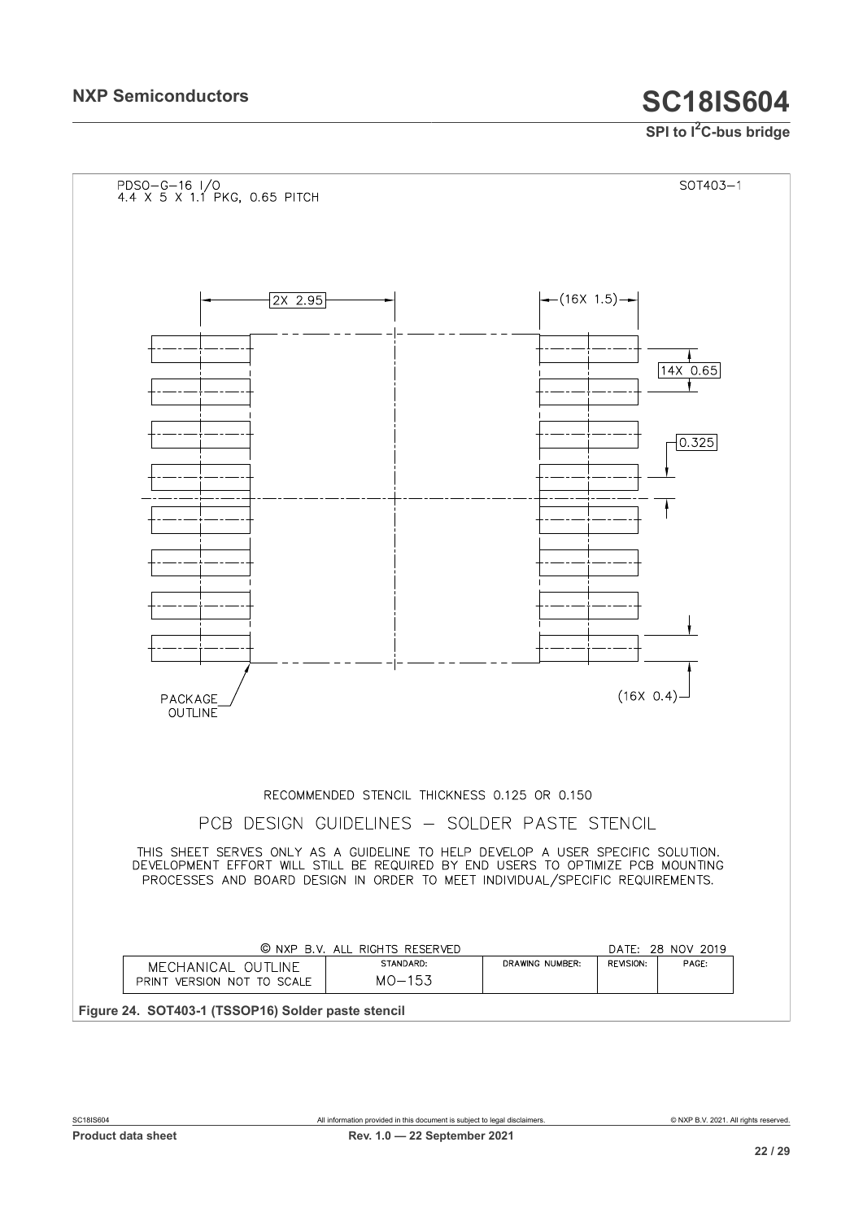PDSO-G-16 I/O
4.4 X 5 X 1.1 PKG, 0.65 PITCH

SOT403-1

2X 2.95

(16X 1.5)

14X 0.65

0.325

(16X 0.4)

PACKAGE OUTLINE

RECOMMENDED STENCIL THICKNESS 0.125 OR 0.150

PCB DESIGN GUIDELINES – SOLDER PASTE STENCIL

THIS SHEET SERVES ONLY AS A GUIDELINE TO HELP DEVELOP A USER SPECIFIC SOLUTION. DEVELOPMENT EFFORT WILL STILL BE REQUIRED BY END USERS TO OPTIMIZE PCB MOUNTING PROCESSES AND BOARD DESIGN IN ORDER TO MEET INDIVIDUAL/SPECIFIC REQUIREMENTS.

© NXP B.V. ALL RIGHTS RESERVED

DATE: 28 NOV 2019

| MECHANICAL OUTLINE PRINT VERSION NOT TO SCALE | STANDARD: MO-153 | DRAWING NUMBER: | REVISION: | PAGE: |
|---|---|---|---|---|

**Figure 24. SOT403-1 (TSSOP16) Solder paste stencil**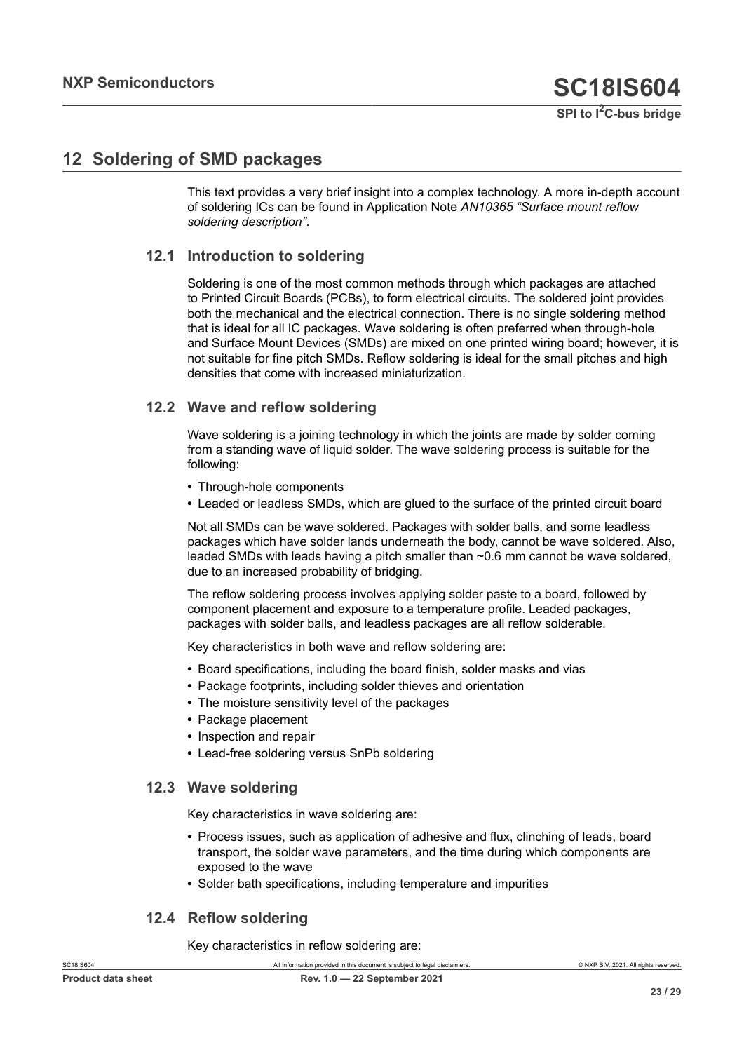## 12 Soldering of SMD packages

This text provides a very brief insight into a complex technology. A more in-depth account of soldering ICs can be found in Application Note *AN10365 "Surface mount reflow soldering description"*.

### 12.1 Introduction to soldering

Soldering is one of the most common methods through which packages are attached to Printed Circuit Boards (PCBs), to form electrical circuits. The soldered joint provides both the mechanical and the electrical connection. There is no single soldering method that is ideal for all IC packages. Wave soldering is often preferred when through-hole and Surface Mount Devices (SMDs) are mixed on one printed wiring board; however, it is not suitable for fine pitch SMDs. Reflow soldering is ideal for the small pitches and high densities that come with increased miniaturization.

### 12.2 Wave and reflow soldering

Wave soldering is a joining technology in which the joints are made by solder coming from a standing wave of liquid solder. The wave soldering process is suitable for the following:

- Through-hole components
- Leaded or leadless SMDs, which are glued to the surface of the printed circuit board

Not all SMDs can be wave soldered. Packages with solder balls, and some leadless packages which have solder lands underneath the body, cannot be wave soldered. Also, leaded SMDs with leads having a pitch smaller than ~0.6 mm cannot be wave soldered, due to an increased probability of bridging.

The reflow soldering process involves applying solder paste to a board, followed by component placement and exposure to a temperature profile. Leaded packages, packages with solder balls, and leadless packages are all reflow solderable.

Key characteristics in both wave and reflow soldering are:

- Board specifications, including the board finish, solder masks and vias
- Package footprints, including solder thieves and orientation
- The moisture sensitivity level of the packages
- Package placement
- Inspection and repair
- Lead-free soldering versus SnPb soldering

### 12.3 Wave soldering

Key characteristics in wave soldering are:

- Process issues, such as application of adhesive and flux, clinching of leads, board transport, the solder wave parameters, and the time during which components are exposed to the wave
- Solder bath specifications, including temperature and impurities

### 12.4 Reflow soldering

Key characteristics in reflow soldering are: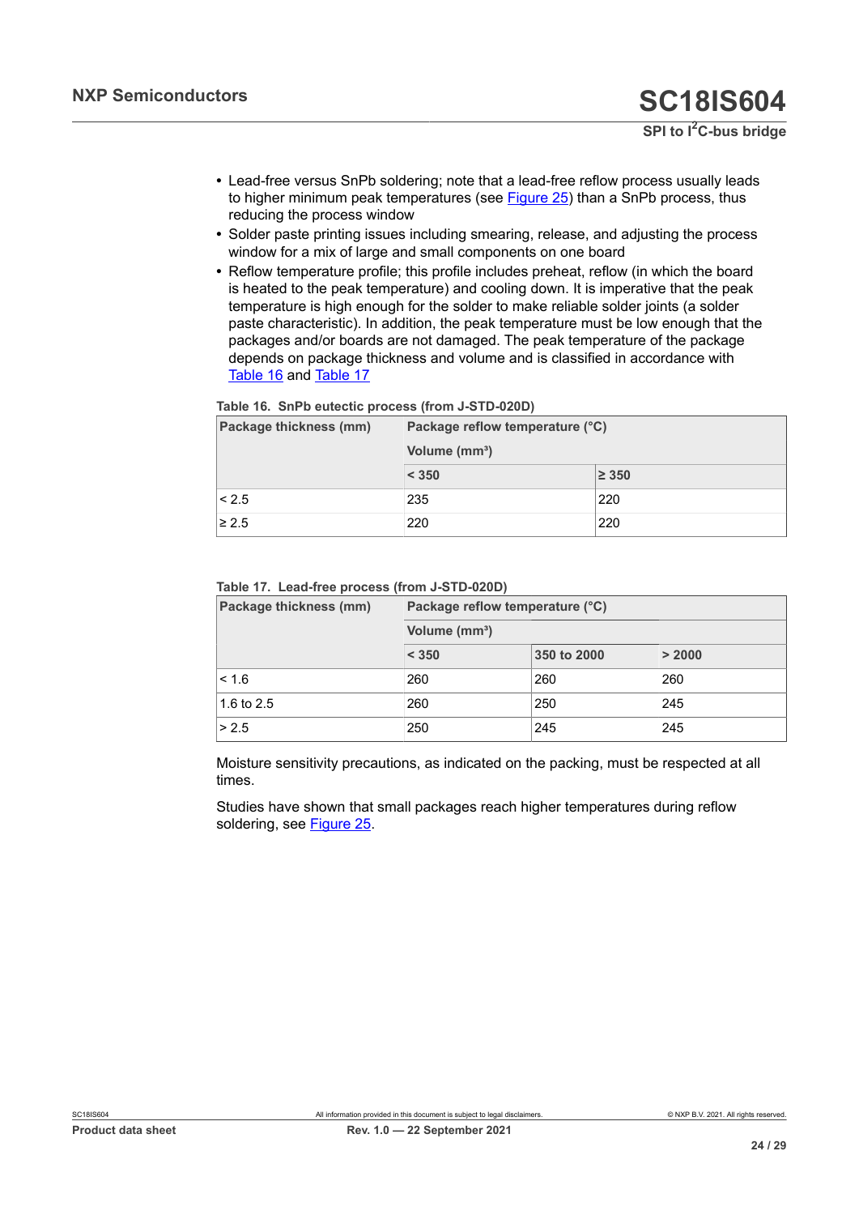- Lead-free versus SnPb soldering; note that a lead-free reflow process usually leads to higher minimum peak temperatures (see Figure 25) than a SnPb process, thus reducing the process window
- Solder paste printing issues including smearing, release, and adjusting the process window for a mix of large and small components on one board
- Reflow temperature profile; this profile includes preheat, reflow (in which the board is heated to the peak temperature) and cooling down. It is imperative that the peak temperature is high enough for the solder to make reliable solder joints (a solder paste characteristic). In addition, the peak temperature must be low enough that the packages and/or boards are not damaged. The peak temperature of the package depends on package thickness and volume and is classified in accordance with Table 16 and Table 17

**Table 16. SnPb eutectic process (from J-STD-020D)**

| Package thickness (mm) | Package reflow temperature (°C) Volume (mm³) | |
|---|---|---|
| | < 350 | ≥ 350 |
| < 2.5 | 235 | 220 |
| ≥ 2.5 | 220 | 220 |

**Table 17. Lead-free process (from J-STD-020D)**

| Package thickness (mm) | Package reflow temperature (°C) Volume (mm³) | | |
|---|---|---|---|
| | < 350 | 350 to 2000 | > 2000 |
| < 1.6 | 260 | 260 | 260 |
| 1.6 to 2.5 | 260 | 250 | 245 |
| > 2.5 | 250 | 245 | 245 |

Moisture sensitivity precautions, as indicated on the packing, must be respected at all times.

Studies have shown that small packages reach higher temperatures during reflow soldering, see Figure 25.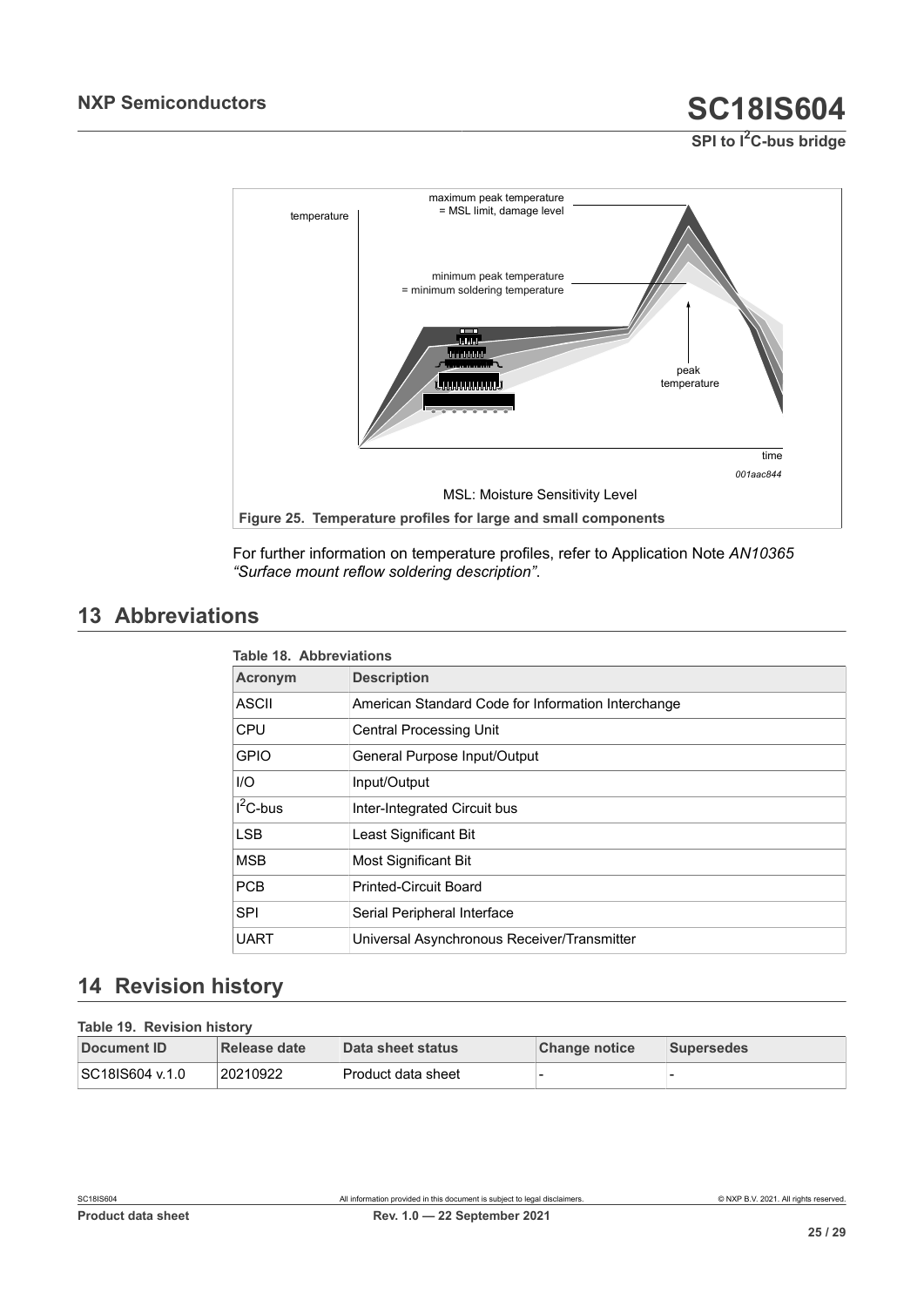Figure 25. Temperature profiles for large and small components

For further information on temperature profiles, refer to Application Note *AN10365 “Surface mount reflow soldering description”*.

## 13 Abbreviations

**Table 18. Abbreviations**

| Acronym | Description |
|---|---|
| ASCII | American Standard Code for Information Interchange |
| CPU | Central Processing Unit |
| GPIO | General Purpose Input/Output |
| I/O | Input/Output |
| I$^2$C-bus | Inter-Integrated Circuit bus |
| LSB | Least Significant Bit |
| MSB | Most Significant Bit |
| PCB | Printed-Circuit Board |
| SPI | Serial Peripheral Interface |
| UART | Universal Asynchronous Receiver/Transmitter |

## 14 Revision history

**Table 19. Revision history**

| Document ID | Release date | Data sheet status | Change notice | Supersedes |
|---|---|---|---|---|
| SC18IS604 v.1.0 | 20210922 | Product data sheet | - | - |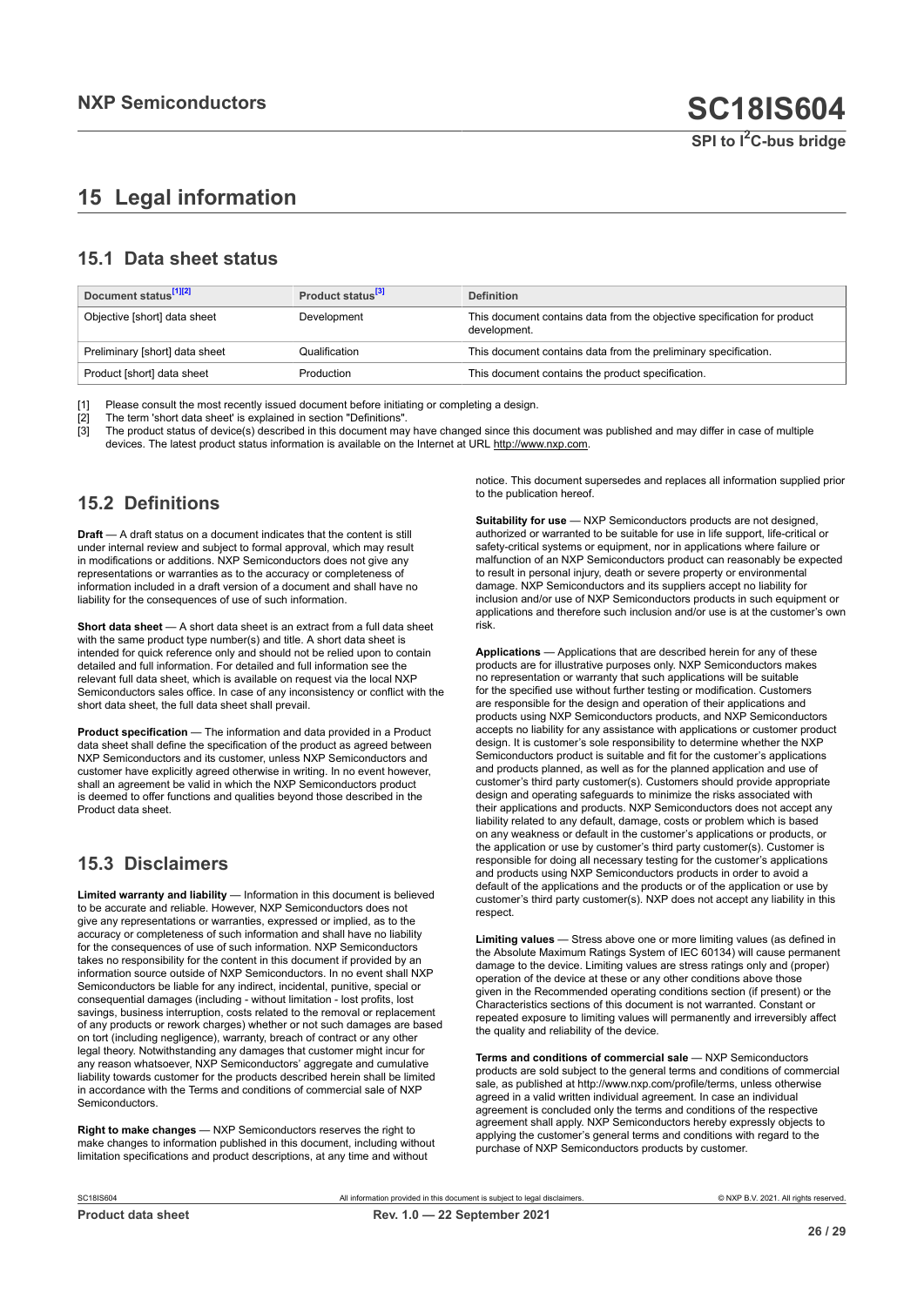# 15 Legal information

## 15.1 Data sheet status

| Document status[1][2] | Product status[3] | Definition |
|---|---|---|
| Objective [short] data sheet | Development | This document contains data from the objective specification for product development. |
| Preliminary [short] data sheet | Qualification | This document contains data from the preliminary specification. |
| Product [short] data sheet | Production | This document contains the product specification. |

[1] Please consult the most recently issued document before initiating or completing a design.
[2] The term 'short data sheet' is explained in section "Definitions".
[3] The product status of device(s) described in this document may have changed since this document was published and may differ in case of multiple devices. The latest product status information is available on the Internet at URL http://www.nxp.com.

## 15.2 Definitions

**Draft** — A draft status on a document indicates that the content is still under internal review and subject to formal approval, which may result in modifications or additions. NXP Semiconductors does not give any representations or warranties as to the accuracy or completeness of information included in a draft version of a document and shall have no liability for the consequences of use of such information.

**Short data sheet** — A short data sheet is an extract from a full data sheet with the same product type number(s) and title. A short data sheet is intended for quick reference only and should not be relied upon to contain detailed and full information. For detailed and full information see the relevant full data sheet, which is available on request via the local NXP Semiconductors sales office. In case of any inconsistency or conflict with the short data sheet, the full data sheet shall prevail.

**Product specification** — The information and data provided in a Product data sheet shall define the specification of the product as agreed between NXP Semiconductors and its customer, unless NXP Semiconductors and customer have explicitly agreed otherwise in writing. In no event however, shall an agreement be valid in which the NXP Semiconductors product is deemed to offer functions and qualities beyond those described in the Product data sheet.

## 15.3 Disclaimers

**Limited warranty and liability** — Information in this document is believed to be accurate and reliable. However, NXP Semiconductors does not give any representations or warranties, expressed or implied, as to the accuracy or completeness of such information and shall have no liability for the consequences of use of such information. NXP Semiconductors takes no responsibility for the content in this document if provided by an information source outside of NXP Semiconductors. In no event shall NXP Semiconductors be liable for any indirect, incidental, punitive, special or consequential damages (including - without limitation - lost profits, lost savings, business interruption, costs related to the removal or replacement of any products or rework charges) whether or not such damages are based on tort (including negligence), warranty, breach of contract or any other legal theory. Notwithstanding any damages that customer might incur for any reason whatsoever, NXP Semiconductors' aggregate and cumulative liability towards customer for the products described herein shall be limited in accordance with the Terms and conditions of commercial sale of NXP Semiconductors.

**Right to make changes** — NXP Semiconductors reserves the right to make changes to information published in this document, including without limitation specifications and product descriptions, at any time and without notice. This document supersedes and replaces all information supplied prior to the publication hereof.

**Suitability for use** — NXP Semiconductors products are not designed, authorized or warranted to be suitable for use in life support, life-critical or safety-critical systems or equipment, nor in applications where failure or malfunction of an NXP Semiconductors product can reasonably be expected to result in personal injury, death or severe property or environmental damage. NXP Semiconductors and its suppliers accept no liability for inclusion and/or use of NXP Semiconductors products in such equipment or applications and therefore such inclusion and/or use is at the customer's own risk.

**Applications** — Applications that are described herein for any of these products are for illustrative purposes only. NXP Semiconductors makes no representation or warranty that such applications will be suitable for the specified use without further testing or modification. Customers are responsible for the design and operation of their applications and products using NXP Semiconductors products, and NXP Semiconductors accepts no liability for any assistance with applications or customer product design. It is customer's sole responsibility to determine whether the NXP Semiconductors product is suitable and fit for the customer's applications and products planned, as well as for the planned application and use of customer's third party customer(s). Customers should provide appropriate design and operating safeguards to minimize the risks associated with their applications and products. NXP Semiconductors does not accept any liability related to any default, damage, costs or problem which is based on any weakness or default in the customer's applications or products, or the application or use by customer's third party customer(s). Customer is responsible for doing all necessary testing for the customer's applications and products using NXP Semiconductors products in order to avoid a default of the applications and the products or of the application or use by customer's third party customer(s). NXP does not accept any liability in this respect.

**Limiting values** — Stress above one or more limiting values (as defined in the Absolute Maximum Ratings System of IEC 60134) will cause permanent damage to the device. Limiting values are stress ratings only and (proper) operation of the device at these or any other conditions above those given in the Recommended operating conditions section (if present) or the Characteristics sections of this document is not warranted. Constant or repeated exposure to limiting values will permanently and irreversibly affect the quality and reliability of the device.

**Terms and conditions of commercial sale** — NXP Semiconductors products are sold subject to the general terms and conditions of commercial sale, as published at http://www.nxp.com/profile/terms, unless otherwise agreed in a valid written individual agreement. In case an individual agreement is concluded only the terms and conditions of the respective agreement shall apply. NXP Semiconductors hereby expressly objects to applying the customer's general terms and conditions with regard to the purchase of NXP Semiconductors products by customer.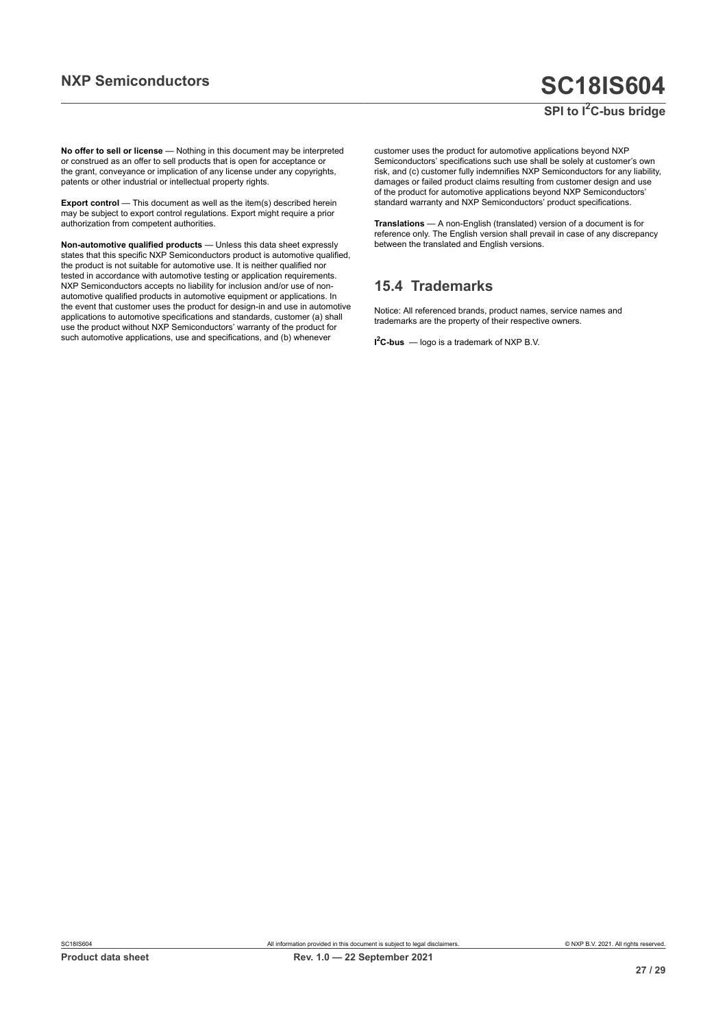**No offer to sell or license** — Nothing in this document may be interpreted or construed as an offer to sell products that is open for acceptance or the grant, conveyance or implication of any license under any copyrights, patents or other industrial or intellectual property rights.

**Export control** — This document as well as the item(s) described herein may be subject to export control regulations. Export might require a prior authorization from competent authorities.

**Non-automotive qualified products** — Unless this data sheet expressly states that this specific NXP Semiconductors product is automotive qualified, the product is not suitable for automotive use. It is neither qualified nor tested in accordance with automotive testing or application requirements. NXP Semiconductors accepts no liability for inclusion and/or use of non-automotive qualified products in automotive equipment or applications. In the event that customer uses the product for design-in and use in automotive applications to automotive specifications and standards, customer (a) shall use the product without NXP Semiconductors' warranty of the product for such automotive applications, use and specifications, and (b) whenever customer uses the product for automotive applications beyond NXP Semiconductors' specifications such use shall be solely at customer's own risk, and (c) customer fully indemnifies NXP Semiconductors for any liability, damages or failed product claims resulting from customer design and use of the product for automotive applications beyond NXP Semiconductors' standard warranty and NXP Semiconductors' product specifications.

**Translations** — A non-English (translated) version of a document is for reference only. The English version shall prevail in case of any discrepancy between the translated and English versions.

## 15.4 Trademarks

Notice: All referenced brands, product names, service names and trademarks are the property of their respective owners.

**I$^2$C-bus** — logo is a trademark of NXP B.V.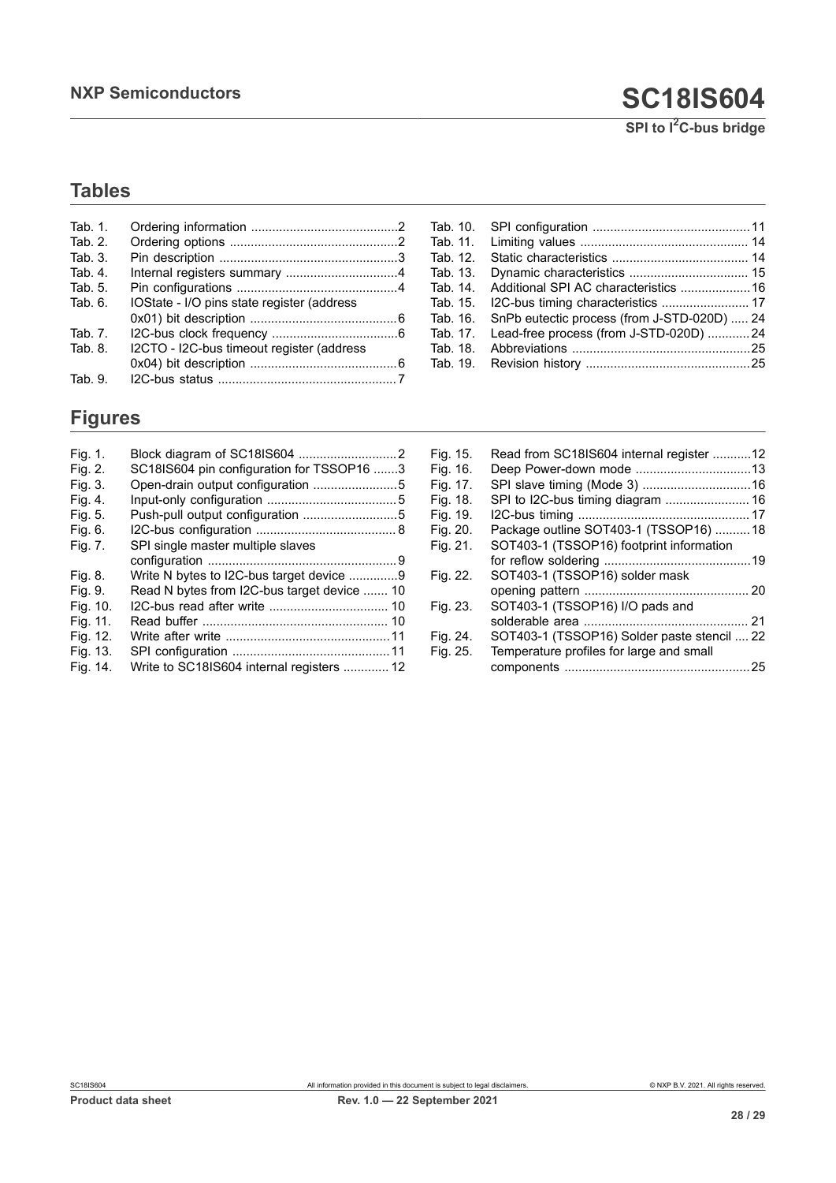## Tables

| | | |
|---|---|---|
| Tab. 1. | Ordering information | 2 |
| Tab. 2. | Ordering options | 2 |
| Tab. 3. | Pin description | 3 |
| Tab. 4. | Internal registers summary | 4 |
| Tab. 5. | Pin configurations | 4 |
| Tab. 6. | IOState - I/O pins state register (address 0x01) bit description | 6 |
| Tab. 7. | I2C-bus clock frequency | 6 |
| Tab. 8. | I2CTO - I2C-bus timeout register (address 0x04) bit description | 6 |
| Tab. 9. | I2C-bus status | 7 |
| Tab. 10. | SPI configuration | 11 |
| Tab. 11. | Limiting values | 14 |
| Tab. 12. | Static characteristics | 14 |
| Tab. 13. | Dynamic characteristics | 15 |
| Tab. 14. | Additional SPI AC characteristics | 16 |
| Tab. 15. | I2C-bus timing characteristics | 17 |
| Tab. 16. | SnPb eutectic process (from J-STD-020D) | 24 |
| Tab. 17. | Lead-free process (from J-STD-020D) | 24 |
| Tab. 18. | Abbreviations | 25 |
| Tab. 19. | Revision history | 25 |

## Figures

| | | |
|---|---|---|
| Fig. 1. | Block diagram of SC18IS604 | 2 |
| Fig. 2. | SC18IS604 pin configuration for TSSOP16 | 3 |
| Fig. 3. | Open-drain output configuration | 5 |
| Fig. 4. | Input-only configuration | 5 |
| Fig. 5. | Push-pull output configuration | 5 |
| Fig. 6. | I2C-bus configuration | 8 |
| Fig. 7. | SPI single master multiple slaves configuration | 9 |
| Fig. 8. | Write N bytes to I2C-bus target device | 9 |
| Fig. 9. | Read N bytes from I2C-bus target device | 10 |
| Fig. 10. | I2C-bus read after write | 10 |
| Fig. 11. | Read buffer | 10 |
| Fig. 12. | Write after write | 11 |
| Fig. 13. | SPI configuration | 11 |
| Fig. 14. | Write to SC18IS604 internal registers | 12 |
| Fig. 15. | Read from SC18IS604 internal register | 12 |
| Fig. 16. | Deep Power-down mode | 13 |
| Fig. 17. | SPI slave timing (Mode 3) | 16 |
| Fig. 18. | SPI to I2C-bus timing diagram | 16 |
| Fig. 19. | I2C-bus timing | 17 |
| Fig. 20. | Package outline SOT403-1 (TSSOP16) | 18 |
| Fig. 21. | SOT403-1 (TSSOP16) footprint information for reflow soldering | 19 |
| Fig. 22. | SOT403-1 (TSSOP16) solder mask opening pattern | 20 |
| Fig. 23. | SOT403-1 (TSSOP16) I/O pads and solderable area | 21 |
| Fig. 24. | SOT403-1 (TSSOP16) Solder paste stencil | 22 |
| Fig. 25. | Temperature profiles for large and small components | 25 |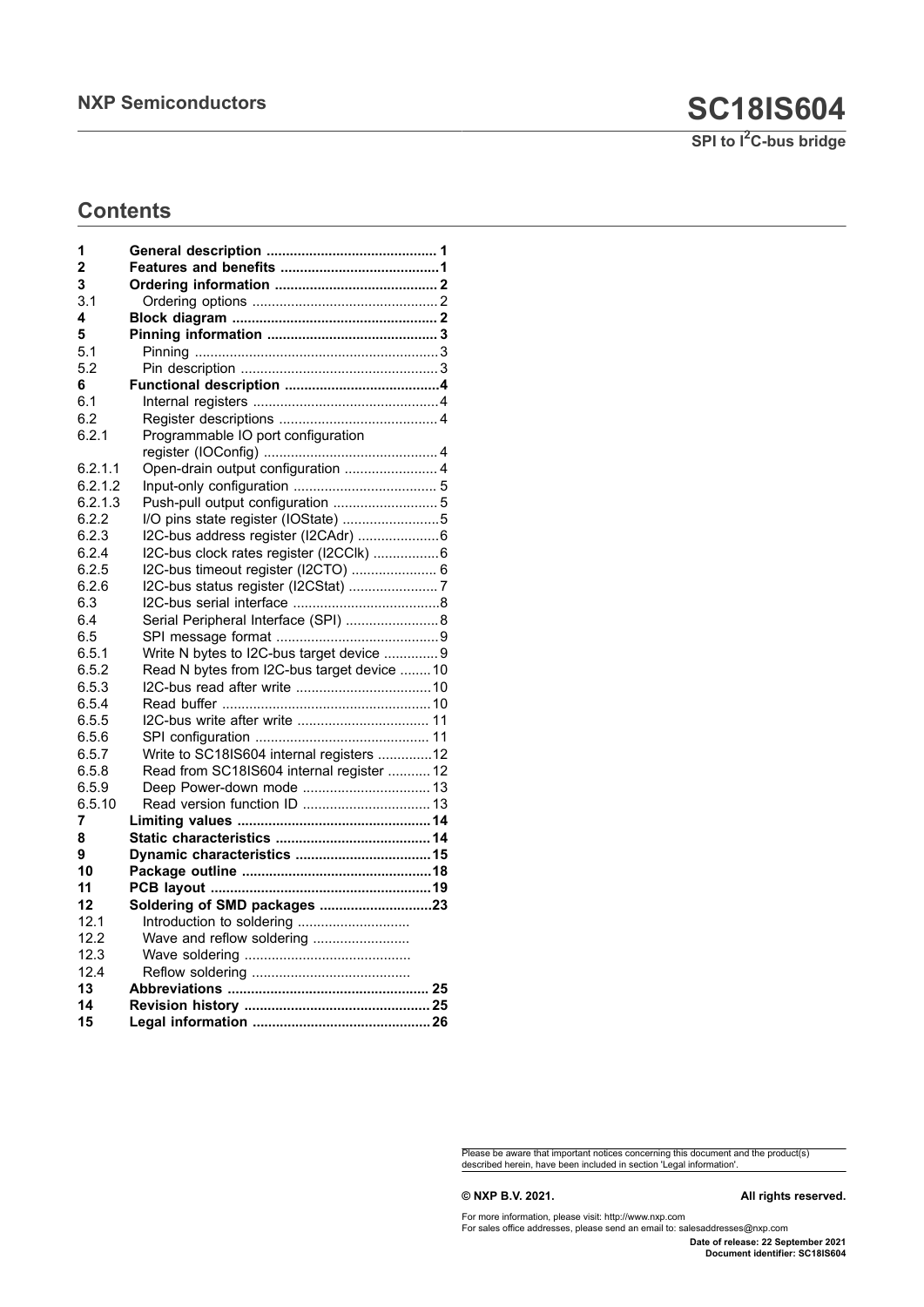## Contents

| | | |
|---|---|---|
| **1** | **General description** | **1** |
| **2** | **Features and benefits** | **1** |
| **3** | **Ordering information** | **2** |
| 3.1 | Ordering options | 2 |
| **4** | **Block diagram** | **2** |
| **5** | **Pinning information** | **3** |
| 5.1 | Pinning | 3 |
| 5.2 | Pin description | 3 |
| **6** | **Functional description** | **4** |
| 6.1 | Internal registers | 4 |
| 6.2 | Register descriptions | 4 |
| 6.2.1 | Programmable IO port configuration register (IOConfig) | 4 |
| 6.2.1.1 | Open-drain output configuration | 4 |
| 6.2.1.2 | Input-only configuration | 5 |
| 6.2.1.3 | Push-pull output configuration | 5 |
| 6.2.2 | I/O pins state register (IOState) | 5 |
| 6.2.3 | I2C-bus address register (I2CAdr) | 6 |
| 6.2.4 | I2C-bus clock rates register (I2CClk) | 6 |
| 6.2.5 | I2C-bus timeout register (I2CTO) | 6 |
| 6.2.6 | I2C-bus status register (I2CStat) | 7 |
| 6.3 | I2C-bus serial interface | 8 |
| 6.4 | Serial Peripheral Interface (SPI) | 8 |
| 6.5 | SPI message format | 9 |
| 6.5.1 | Write N bytes to I2C-bus target device | 9 |
| 6.5.2 | Read N bytes from I2C-bus target device | 10 |
| 6.5.3 | I2C-bus read after write | 10 |
| 6.5.4 | Read buffer | 10 |
| 6.5.5 | I2C-bus write after write | 11 |
| 6.5.6 | SPI configuration | 11 |
| 6.5.7 | Write to SC18IS604 internal registers | 12 |
| 6.5.8 | Read from SC18IS604 internal register | 12 |
| 6.5.9 | Deep Power-down mode | 13 |
| 6.5.10 | Read version function ID | 13 |
| **7** | **Limiting values** | **14** |
| **8** | **Static characteristics** | **14** |
| **9** | **Dynamic characteristics** | **15** |
| **10** | **Package outline** | **18** |
| **11** | **PCB layout** | **19** |
| **12** | **Soldering of SMD packages** | **23** |
| 12.1 | Introduction to soldering | |
| 12.2 | Wave and reflow soldering | |
| 12.3 | Wave soldering | |
| 12.4 | Reflow soldering | |
| **13** | **Abbreviations** | **25** |
| **14** | **Revision history** | **25** |
| **15** | **Legal information** | **26** |

Please be aware that important notices concerning this document and the product(s) described herein, have been included in section 'Legal information'.

**© NXP B.V. 2021.** **All rights reserved.**

For more information, please visit: http://www.nxp.com
For sales office addresses, please send an email to: salesaddresses@nxp.com

**Date of release: 22 September 2021**
**Document identifier: SC18IS604**